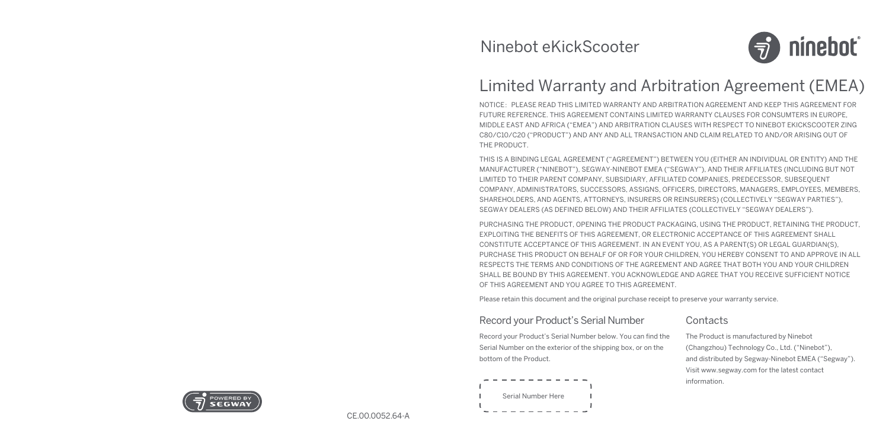Ninebot eKickScooter

# Limited Warranty and Arbitration Agreement (EMEA)

NOTICE: PLEASE READ THIS LIMITED WARRANTY AND ARBITRATION AGREEMENT AND KEEP THIS AGREEMENT FOR FUTURE REFERENCE. THIS AGREEMENT CONTAINS LIMITED WARRANTY CLAUSES FOR CONSUMTERS IN EUROPE, MIDDLE EAST AND AFRICA ("EMEA") AND ARBITRATION CLAUSES WITH RESPECT TO NINEBOT EKICKSCOOTER ZING C80/C10/C20 ("PRODUCT") AND ANY AND ALL TRANSACTION AND CLAIM RELATED TO AND/OR ARISING OUT OF THE PRODUCT.

THIS IS A BINDING LEGAL AGREEMENT ("AGREEMENT") BETWEEN YOU (EITHER AN INDIVIDUAL OR ENTITY) AND THE MANUFACTURER ("NINEBOT"), SEGWAY-NINEBOT EMEA ("SEGWAY"), AND THEIR AFFILIATES (INCLUDING BUT NOT LIMITED TO THEIR PARENT COMPANY, SUBSIDIARY, AFFILIATED COMPANIES, PREDECESSOR, SUBSEQUENT COMPANY, ADMINISTRATORS, SUCCESSORS, ASSIGNS, OFFICERS, DIRECTORS, MANAGERS, EMPLOYEES, MEMBERS, SHAREHOLDERS, AND AGENTS, ATTORNEYS, INSURERS OR REINSURERS) (COLLECTIVELY "SEGWAY PARTIES"), SEGWAY DEALERS (AS DEFINED BELOW) AND THEIR AFFILIATES (COLLECTIVELY "SEGWAY DEALERS").

PURCHASING THE PRODUCT, OPENING THE PRODUCT PACKAGING, USING THE PRODUCT, RETAINING THE PRODUCT, EXPLOITING THE BENEFITS OF THIS AGREEMENT, OR ELECTRONIC ACCEPTANCE OF THIS AGREEMENT SHALL CONSTITUTE ACCEPTANCE OF THIS AGREEMENT. IN AN EVENT YOU, AS A PARENT(S) OR LEGAL GUARDIAN(S), PURCHASE THIS PRODUCT ON BEHALF OF OR FOR YOUR CHILDREN, YOU HEREBY CONSENT TO AND APPROVE IN ALL RESPECTS THE TERMS AND CONDITIONS OF THE AGREEMENT AND AGREE THAT BOTH YOU AND YOUR CHILDREN SHALL BE BOUND BY THIS AGREEMENT. YOU ACKNOWLEDGE AND AGREE THAT YOU RECEIVE SUFFICIENT NOTICE OF THIS AGREEMENT AND YOU AGREE TO THIS AGREEMENT.

Please retain this document and the original purchase receipt to preserve your warranty service.

## Record your Product's Serial Number

Record your Product's Serial Number below. You can find the Serial Number on the exterior of the shipping box, or on the bottom of the Product.

Serial Number Here

## Contacts

The Product is manufactured by Ninebot (Changzhou) Technology Co., Ltd. ("Ninebot"), and distributed by Segway-Ninebot EMEA ("Segway"). Visit www.segway.com for the latest contact information.

CE.00.0052.64-A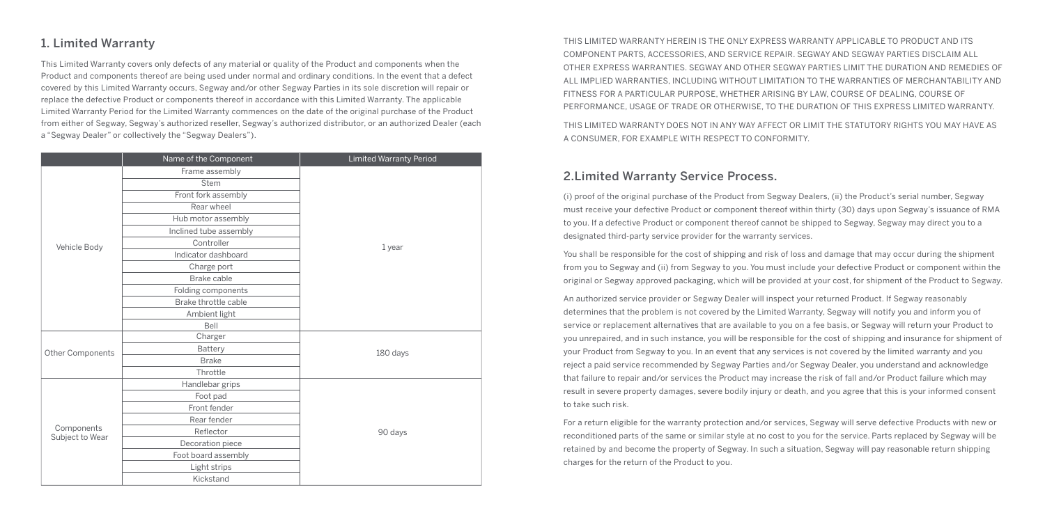## 1. Limited Warranty

This Limited Warranty covers only defects of any material or quality of the Product and components when the Product and components thereof are being used under normal and ordinary conditions. In the event that a defect covered by this Limited Warranty occurs, Segway and/or other Segway Parties in its sole discretion will repair or replace the defective Product or components thereof in accordance with this Limited Warranty. The applicable Limited Warranty Period for the Limited Warranty commences on the date of the original purchase of the Product from either of Segway, Segway's authorized reseller, Segway's authorized distributor, or an authorized Dealer (each a "Segway Dealer" or collectively the "Segway Dealers").

| | Name of the Component | Limited Warranty Period |
|---|---|---|
| Vehicle Body | Frame assembly | 1 year |
| | Stem | |
| | Front fork assembly | |
| | Rear wheel | |
| | Hub motor assembly | |
| | Inclined tube assembly | |
| | Controller | |
| | Indicator dashboard | |
| | Charge port | |
| | Brake cable | |
| | Folding components | |
| | Brake throttle cable | |
| | Ambient light | |
| | Bell | |
| Other Components | Charger | 180 days |
| | Battery | |
| | Brake | |
| | Throttle | |
| Components Subject to Wear | Handlebar grips | 90 days |
| | Foot pad | |
| | Front fender | |
| | Rear fender | |
| | Reflector | |
| | Decoration piece | |
| | Foot board assembly | |
| | Light strips | |
| | Kickstand | |

THIS LIMITED WARRANTY HEREIN IS THE ONLY EXPRESS WARRANTY APPLICABLE TO PRODUCT AND ITS COMPONENT PARTS, ACCESSORIES, AND SERVICE REPAIR. SEGWAY AND SEGWAY PARTIES DISCLAIM ALL OTHER EXPRESS WARRANTIES. SEGWAY AND OTHER SEGWAY PARTIES LIMIT THE DURATION AND REMEDIES OF ALL IMPLIED WARRANTIES, INCLUDING WITHOUT LIMITATION TO THE WARRANTIES OF MERCHANTABILITY AND FITNESS FOR A PARTICULAR PURPOSE, WHETHER ARISING BY LAW, COURSE OF DEALING, COURSE OF PERFORMANCE, USAGE OF TRADE OR OTHERWISE, TO THE DURATION OF THIS EXPRESS LIMITED WARRANTY.

THIS LIMITED WARRANTY DOES NOT IN ANY WAY AFFECT OR LIMIT THE STATUTORY RIGHTS YOU MAY HAVE AS A CONSUMER, FOR EXAMPLE WITH RESPECT TO CONFORMITY.

## 2.Limited Warranty Service Process.

(i) proof of the original purchase of the Product from Segway Dealers, (ii) the Product's serial number, Segway must receive your defective Product or component thereof within thirty (30) days upon Segway's issuance of RMA to you. If a defective Product or component thereof cannot be shipped to Segway, Segway may direct you to a designated third-party service provider for the warranty services.

You shall be responsible for the cost of shipping and risk of loss and damage that may occur during the shipment from you to Segway and (ii) from Segway to you. You must include your defective Product or component within the original or Segway approved packaging, which will be provided at your cost, for shipment of the Product to Segway.

An authorized service provider or Segway Dealer will inspect your returned Product. If Segway reasonably determines that the problem is not covered by the Limited Warranty, Segway will notify you and inform you of service or replacement alternatives that are available to you on a fee basis, or Segway will return your Product to you unrepaired, and in such instance, you will be responsible for the cost of shipping and insurance for shipment of your Product from Segway to you. In an event that any services is not covered by the limited warranty and you reject a paid service recommended by Segway Parties and/or Segway Dealer, you understand and acknowledge that failure to repair and/or services the Product may increase the risk of fall and/or Product failure which may result in severe property damages, severe bodily injury or death, and you agree that this is your informed consent to take such risk.

For a return eligible for the warranty protection and/or services, Segway will serve defective Products with new or reconditioned parts of the same or similar style at no cost to you for the service. Parts replaced by Segway will be retained by and become the property of Segway. In such a situation, Segway will pay reasonable return shipping charges for the return of the Product to you.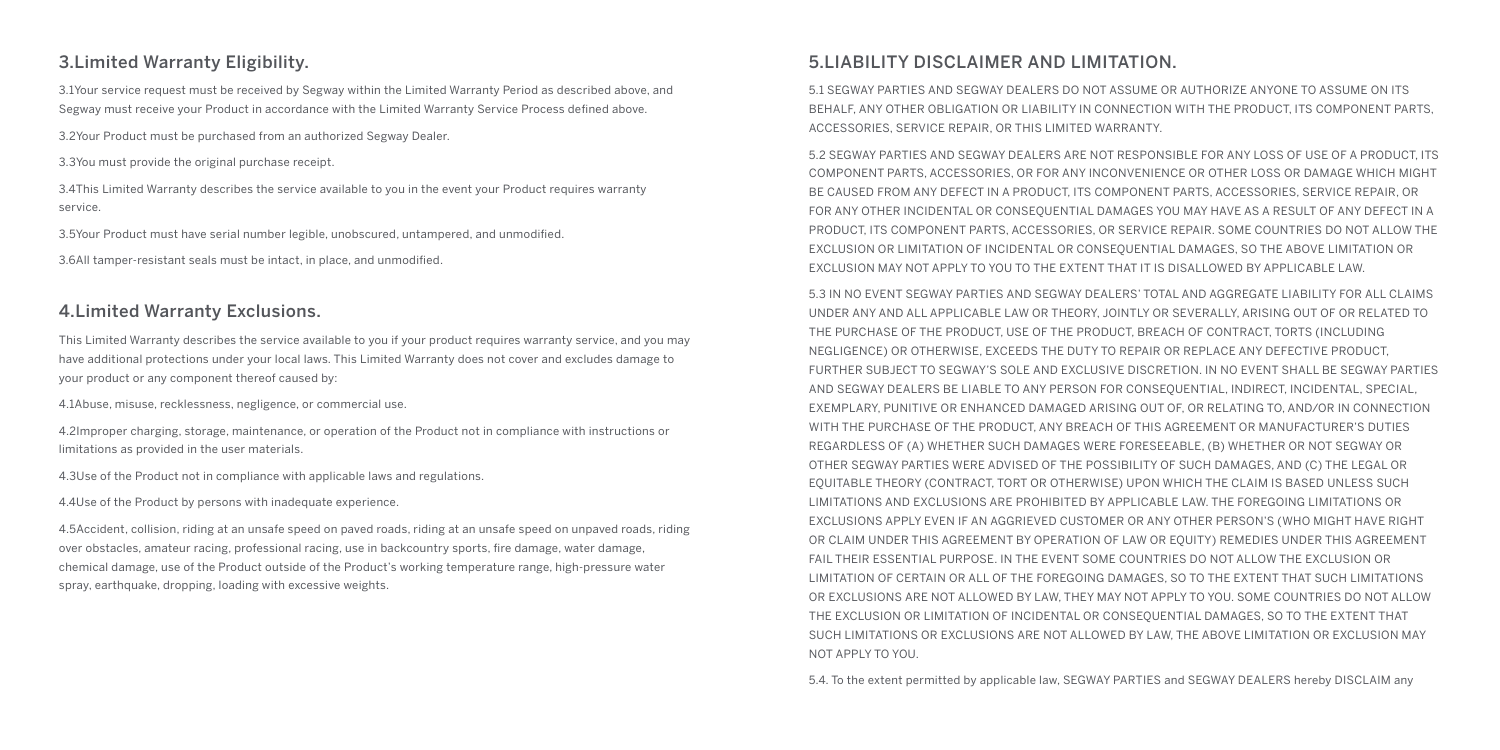## 3.Limited Warranty Eligibility.

3.1Your service request must be received by Segway within the Limited Warranty Period as described above, and Segway must receive your Product in accordance with the Limited Warranty Service Process defined above.

3.2Your Product must be purchased from an authorized Segway Dealer.

3.3You must provide the original purchase receipt.

3.4This Limited Warranty describes the service available to you in the event your Product requires warranty service.

3.5Your Product must have serial number legible, unobscured, untampered, and unmodified.

3.6All tamper-resistant seals must be intact, in place, and unmodified.

## 4.Limited Warranty Exclusions.

This Limited Warranty describes the service available to you if your product requires warranty service, and you may have additional protections under your local laws. This Limited Warranty does not cover and excludes damage to your product or any component thereof caused by:

4.1Abuse, misuse, recklessness, negligence, or commercial use.

4.2Improper charging, storage, maintenance, or operation of the Product not in compliance with instructions or limitations as provided in the user materials.

4.3Use of the Product not in compliance with applicable laws and regulations.

4.4Use of the Product by persons with inadequate experience.

4.5Accident, collision, riding at an unsafe speed on paved roads, riding at an unsafe speed on unpaved roads, riding over obstacles, amateur racing, professional racing, use in backcountry sports, fire damage, water damage, chemical damage, use of the Product outside of the Product's working temperature range, high-pressure water spray, earthquake, dropping, loading with excessive weights.

## 5.LIABILITY DISCLAIMER AND LIMITATION.

5.1 SEGWAY PARTIES AND SEGWAY DEALERS DO NOT ASSUME OR AUTHORIZE ANYONE TO ASSUME ON ITS BEHALF, ANY OTHER OBLIGATION OR LIABILITY IN CONNECTION WITH THE PRODUCT, ITS COMPONENT PARTS, ACCESSORIES, SERVICE REPAIR, OR THIS LIMITED WARRANTY.

5.2 SEGWAY PARTIES AND SEGWAY DEALERS ARE NOT RESPONSIBLE FOR ANY LOSS OF USE OF A PRODUCT, ITS COMPONENT PARTS, ACCESSORIES, OR FOR ANY INCONVENIENCE OR OTHER LOSS OR DAMAGE WHICH MIGHT BE CAUSED FROM ANY DEFECT IN A PRODUCT, ITS COMPONENT PARTS, ACCESSORIES, SERVICE REPAIR, OR FOR ANY OTHER INCIDENTAL OR CONSEQUENTIAL DAMAGES YOU MAY HAVE AS A RESULT OF ANY DEFECT IN A PRODUCT, ITS COMPONENT PARTS, ACCESSORIES, OR SERVICE REPAIR. SOME COUNTRIES DO NOT ALLOW THE EXCLUSION OR LIMITATION OF INCIDENTAL OR CONSEQUENTIAL DAMAGES, SO THE ABOVE LIMITATION OR EXCLUSION MAY NOT APPLY TO YOU TO THE EXTENT THAT IT IS DISALLOWED BY APPLICABLE LAW.

5.3 IN NO EVENT SEGWAY PARTIES AND SEGWAY DEALERS' TOTAL AND AGGREGATE LIABILITY FOR ALL CLAIMS UNDER ANY AND ALL APPLICABLE LAW OR THEORY, JOINTLY OR SEVERALLY, ARISING OUT OF OR RELATED TO THE PURCHASE OF THE PRODUCT, USE OF THE PRODUCT, BREACH OF CONTRACT, TORTS (INCLUDING NEGLIGENCE) OR OTHERWISE, EXCEEDS THE DUTY TO REPAIR OR REPLACE ANY DEFECTIVE PRODUCT, FURTHER SUBJECT TO SEGWAY'S SOLE AND EXCLUSIVE DISCRETION. IN NO EVENT SHALL BE SEGWAY PARTIES AND SEGWAY DEALERS BE LIABLE TO ANY PERSON FOR CONSEQUENTIAL, INDIRECT, INCIDENTAL, SPECIAL, EXEMPLARY, PUNITIVE OR ENHANCED DAMAGED ARISING OUT OF, OR RELATING TO, AND/OR IN CONNECTION WITH THE PURCHASE OF THE PRODUCT, ANY BREACH OF THIS AGREEMENT OR MANUFACTURER'S DUTIES REGARDLESS OF (A) WHETHER SUCH DAMAGES WERE FORESEEABLE, (B) WHETHER OR NOT SEGWAY OR OTHER SEGWAY PARTIES WERE ADVISED OF THE POSSIBILITY OF SUCH DAMAGES, AND (C) THE LEGAL OR EQUITABLE THEORY (CONTRACT, TORT OR OTHERWISE) UPON WHICH THE CLAIM IS BASED UNLESS SUCH LIMITATIONS AND EXCLUSIONS ARE PROHIBITED BY APPLICABLE LAW. THE FOREGOING LIMITATIONS OR EXCLUSIONS APPLY EVEN IF AN AGGRIEVED CUSTOMER OR ANY OTHER PERSON'S (WHO MIGHT HAVE RIGHT OR CLAIM UNDER THIS AGREEMENT BY OPERATION OF LAW OR EQUITY) REMEDIES UNDER THIS AGREEMENT FAIL THEIR ESSENTIAL PURPOSE. IN THE EVENT SOME COUNTRIES DO NOT ALLOW THE EXCLUSION OR LIMITATION OF CERTAIN OR ALL OF THE FOREGOING DAMAGES, SO TO THE EXTENT THAT SUCH LIMITATIONS OR EXCLUSIONS ARE NOT ALLOWED BY LAW, THEY MAY NOT APPLY TO YOU. SOME COUNTRIES DO NOT ALLOW THE EXCLUSION OR LIMITATION OF INCIDENTAL OR CONSEQUENTIAL DAMAGES, SO TO THE EXTENT THAT SUCH LIMITATIONS OR EXCLUSIONS ARE NOT ALLOWED BY LAW, THE ABOVE LIMITATION OR EXCLUSION MAY NOT APPLY TO YOU.

5.4. To the extent permitted by applicable law, SEGWAY PARTIES and SEGWAY DEALERS hereby DISCLAIM any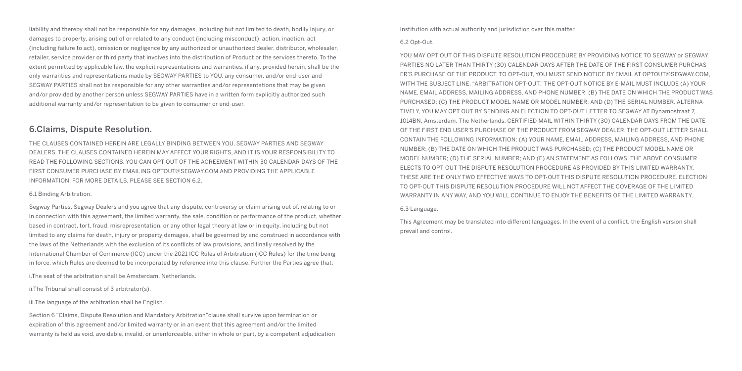liability and thereby shall not be responsible for any damages, including but not limited to death, bodily injury, or damages to property, arising out of or related to any conduct (including misconduct), action, inaction, act (including failure to act), omission or negligence by any authorized or unauthorized dealer, distributor, wholesaler, retailer, service provider or third party that involves into the distribution of Product or the services thereto. To the extent permitted by applicable law, the explicit representations and warranties, if any, provided herein, shall be the only warranties and representations made by SEGWAY PARTIES to YOU, any consumer, and/or end-user and SEGWAY PARTIES shall not be responsible for any other warranties and/or representations that may be given and/or provided by another person unless SEGWAY PARTIES have in a written form explicitly authorized such additional warranty and/or representation to be given to consumer or end-user.

## 6.Claims, Dispute Resolution.

THE CLAUSES CONTAINED HEREIN ARE LEGALLY BINDING BETWEEN YOU, SEGWAY PARTIES AND SEGWAY DEALERS. THE CLAUSES CONTAINED HEREIN MAY AFFECT YOUR RIGHTS, AND IT IS YOUR RESPONSIBILITY TO READ THE FOLLOWING SECTIONS. YOU CAN OPT OUT OF THE AGREEMENT WITHIN 30 CALENDAR DAYS OF THE FIRST CONSUMER PURCHASE BY EMAILING OPTOUT@SEGWAY.COM AND PROVIDING THE APPLICABLE INFORMATION. FOR MORE DETAILS, PLEASE SEE SECTION 6.2.

6.1 Binding Arbitration.

Segway Parties, Segway Dealers and you agree that any dispute, controversy or claim arising out of, relating to or in connection with this agreement, the limited warranty, the sale, condition or performance of the product, whether based in contract, tort, fraud, misrepresentation, or any other legal theory at law or in equity, including but not limited to any claims for death, injury or property damages, shall be governed by and construed in accordance with the laws of the Netherlands with the exclusion of its conflicts of law provisions, and finally resolved by the International Chamber of Commerce (ICC) under the 2021 ICC Rules of Arbitration (ICC Rules) for the time being in force, which Rules are deemed to be incorporated by reference into this clause. Further the Parties agree that:

i.The seat of the arbitration shall be Amsterdam, Netherlands.

ii.The Tribunal shall consist of 3 arbitrator(s).

iii.The language of the arbitration shall be English.

Section 6 "Claims, Dispute Resolution and Mandatory Arbitration"clause shall survive upon termination or expiration of this agreement and/or limited warranty or in an event that this agreement and/or the limited warranty is held as void, avoidable, invalid, or unenforceable, either in whole or part, by a competent adjudication institution with actual authority and jurisdiction over this matter.

6.2 Opt-Out.

YOU MAY OPT OUT OF THIS DISPUTE RESOLUTION PROCEDURE BY PROVIDING NOTICE TO SEGWAY or SEGWAY PARTIES NO LATER THAN THIRTY (30) CALENDAR DAYS AFTER THE DATE OF THE FIRST CONSUMER PURCHASER'S PURCHASE OF THE PRODUCT. TO OPT-OUT, YOU MUST SEND NOTICE BY EMAIL AT OPTOUT@SEGWAY.COM, WITH THE SUBJECT LINE: "ARBITRATION OPT-OUT." THE OPT-OUT NOTICE BY E-MAIL MUST INCLUDE (A) YOUR NAME, EMAIL ADDRESS, MAILING ADDRESS, AND PHONE NUMBER; (B) THE DATE ON WHICH THE PRODUCT WAS PURCHASED; (C) THE PRODUCT MODEL NAME OR MODEL NUMBER; AND (D) THE SERIAL NUMBER. ALTERNATIVELY, YOU MAY OPT OUT BY SENDING AN ELECTION TO OPT-OUT LETTER TO SEGWAY AT Dynamostraat 7, 1014BN, Amsterdam, The Netherlands. CERTIFIED MAIL WITHIN THIRTY (30) CALENDAR DAYS FROM THE DATE OF THE FIRST END USER'S PURCHASE OF THE PRODUCT FROM SEGWAY DEALER. THE OPT-OUT LETTER SHALL CONTAIN THE FOLLOWING INFORMATION: (A) YOUR NAME, EMAIL ADDRESS, MAILING ADDRESS, AND PHONE NUMBER; (B) THE DATE ON WHICH THE PRODUCT WAS PURCHASED; (C) THE PRODUCT MODEL NAME OR MODEL NUMBER; (D) THE SERIAL NUMBER; AND (E) AN STATEMENT AS FOLLOWS: THE ABOVE CONSUMER ELECTS TO OPT-OUT THE DISPUTE RESOLUTION PROCEDURE AS PROVIDED BY THIS LIMITED WARRANTY, THESE ARE THE ONLY TWO EFFECTIVE WAYS TO OPT-OUT THIS DISPUTE RESOLUTION PROCEDURE. ELECTION TO OPT-OUT THIS DISPUTE RESOLUTION PROCEDURE WILL NOT AFFECT THE COVERAGE OF THE LIMITED WARRANTY IN ANY WAY, AND YOU WILL CONTINUE TO ENJOY THE BENEFITS OF THE LIMITED WARRANTY.

6.3 Language.

This Agreement may be translated into different languages. In the event of a conflict, the English version shall prevail and control.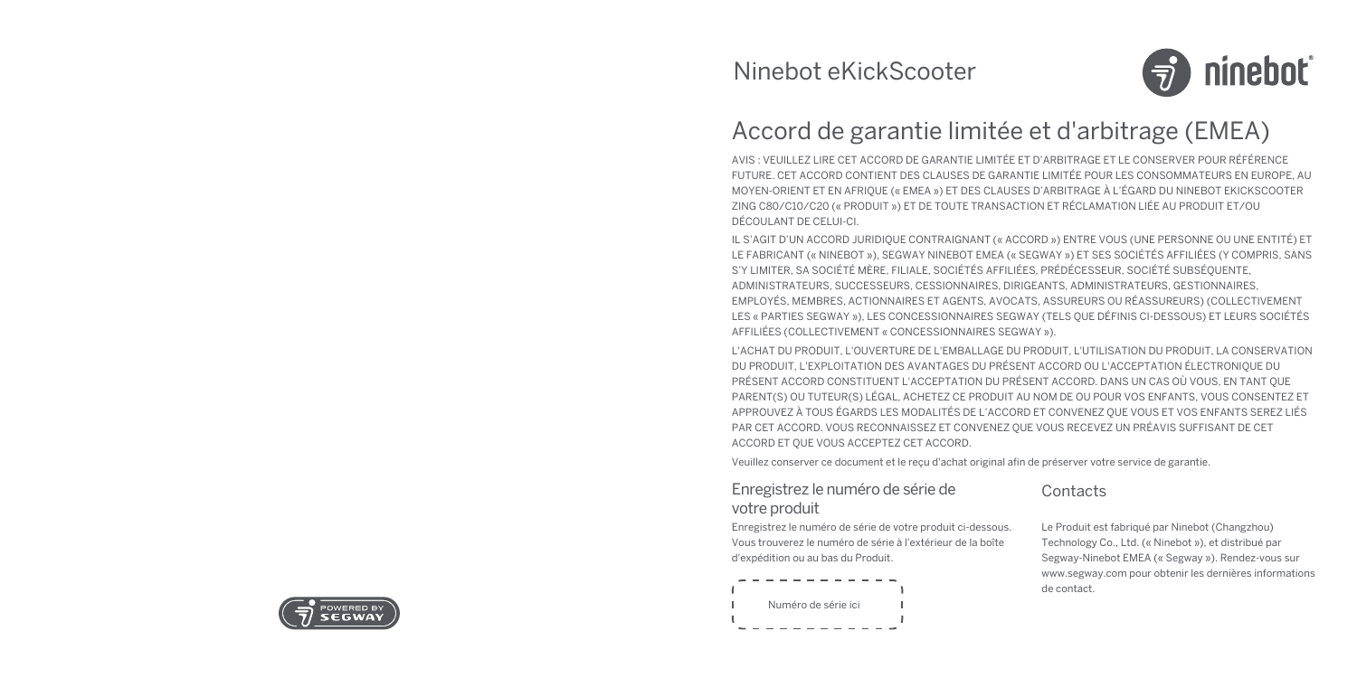Ninebot eKickScooter

# Accord de garantie limitée et d'arbitrage (EMEA)

AVIS : VEUILLEZ LIRE CET ACCORD DE GARANTIE LIMITÉE ET D'ARBITRAGE ET LE CONSERVER POUR RÉFÉRENCE FUTURE. CET ACCORD CONTIENT DES CLAUSES DE GARANTIE LIMITÉE POUR LES CONSOMMATEURS EN EUROPE, AU MOYEN-ORIENT ET EN AFRIQUE (« EMEA ») ET DES CLAUSES D'ARBITRAGE À L'ÉGARD DU NINEBOT EKICKSCOOTER ZING C80/C10/C20 (« PRODUIT ») ET DE TOUTE TRANSACTION ET RÉCLAMATION LIÉE AU PRODUIT ET/OU DÉCOULANT DE CELUI-CI.

IL S'AGIT D'UN ACCORD JURIDIQUE CONTRAIGNANT (« ACCORD ») ENTRE VOUS (UNE PERSONNE OU UNE ENTITÉ) ET LE FABRICANT (« NINEBOT »), SEGWAY NINEBOT EMEA (« SEGWAY ») ET SES SOCIÉTÉS AFFILIÉES (Y COMPRIS, SANS S'Y LIMITER, SA SOCIÉTÉ MÈRE, FILIALE, SOCIÉTÉS AFFILIÉES, PRÉDÉCESSEUR, SOCIÉTÉ SUBSÉQUENTE, ADMINISTRATEURS, SUCCESSEURS, CESSIONNAIRES, DIRIGEANTS, ADMINISTRATEURS, GESTIONNAIRES, EMPLOYÉS, MEMBRES, ACTIONNAIRES ET AGENTS, AVOCATS, ASSUREURS OU RÉASSUREURS) (COLLECTIVEMENT LES « PARTIES SEGWAY »), LES CONCESSIONNAIRES SEGWAY (TELS QUE DÉFINIS CI-DESSOUS) ET LEURS SOCIÉTÉS AFFILIÉES (COLLECTIVEMENT « CONCESSIONNAIRES SEGWAY »).

L'ACHAT DU PRODUIT, L'OUVERTURE DE L'EMBALLAGE DU PRODUIT, L'UTILISATION DU PRODUIT, LA CONSERVATION DU PRODUIT, L'EXPLOITATION DES AVANTAGES DU PRÉSENT ACCORD OU L'ACCEPTATION ÉLECTRONIQUE DU PRÉSENT ACCORD CONSTITUENT L'ACCEPTATION DU PRÉSENT ACCORD. DANS UN CAS OÙ VOUS, EN TANT QUE PARENT(S) OU TUTEUR(S) LÉGAL, ACHETEZ CE PRODUIT AU NOM DE OU POUR VOS ENFANTS, VOUS CONSENTEZ ET APPROUVEZ À TOUS ÉGARDS LES MODALITÉS DE L'ACCORD ET CONVENEZ QUE VOUS ET VOS ENFANTS SEREZ LIÉS PAR CET ACCORD. VOUS RECONNAISSEZ ET CONVENEZ QUE VOUS RECEVEZ UN PRÉAVIS SUFFISANT DE CET ACCORD ET QUE VOUS ACCEPTEZ CET ACCORD.

Veuillez conserver ce document et le reçu d'achat original afin de préserver votre service de garantie.

## Enregistrez le numéro de série de votre produit

Enregistrez le numéro de série de votre produit ci-dessous. Vous trouverez le numéro de série à l'extérieur de la boîte d'expédition ou au bas du Produit.

Numéro de série ici

## Contacts

Le Produit est fabriqué par Ninebot (Changzhou) Technology Co., Ltd. (« Ninebot »), et distribué par Segway-Ninebot EMEA (« Segway »). Rendez-vous sur www.segway.com pour obtenir les dernières informations de contact.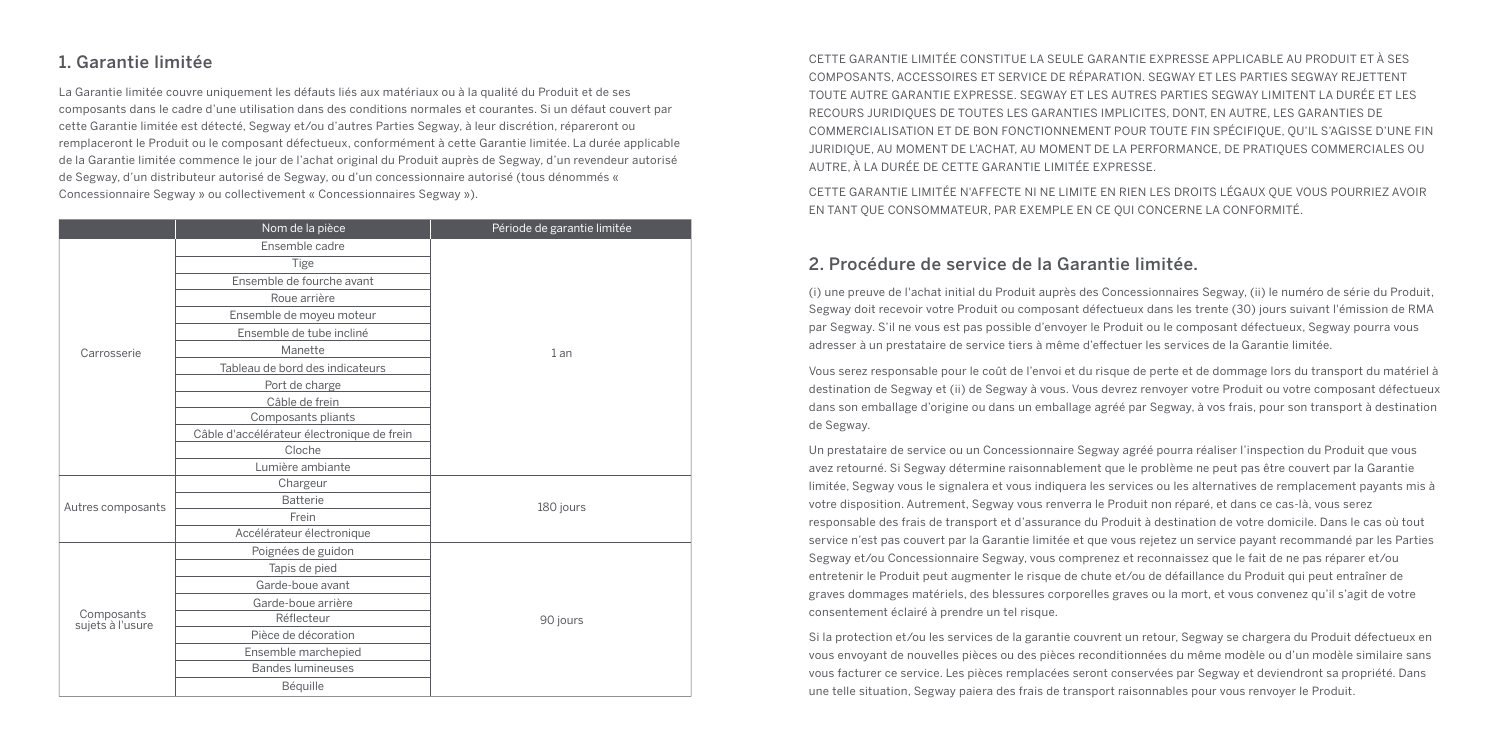## 1. Garantie limitée

La Garantie limitée couvre uniquement les défauts liés aux matériaux ou à la qualité du Produit et de ses composants dans le cadre d'une utilisation dans des conditions normales et courantes. Si un défaut couvert par cette Garantie limitée est détecté, Segway et/ou d'autres Parties Segway, à leur discrétion, répareront ou remplaceront le Produit ou le composant défectueux, conformément à cette Garantie limitée. La durée applicable de la Garantie limitée commence le jour de l'achat original du Produit auprès de Segway, d'un revendeur autorisé de Segway, d'un distributeur autorisé de Segway, ou d'un concessionnaire autorisé (tous dénommés « Concessionnaire Segway » ou collectivement « Concessionnaires Segway »).

| | Nom de la pièce | Période de garantie limitée |
|---|---|---|
| Carrosserie | Ensemble cadre | 1 an |
| | Tige | |
| | Ensemble de fourche avant | |
| | Roue arrière | |
| | Ensemble de moyeu moteur | |
| | Ensemble de tube incliné | |
| | Manette | |
| | Tableau de bord des indicateurs | |
| | Port de charge | |
| | Câble de frein | |
| | Composants pliants | |
| | Câble d'accélérateur électronique de frein | |
| | Cloche | |
| | Lumière ambiante | |
| Autres composants | Chargeur | 180 jours |
| | Batterie | |
| | Frein | |
| | Accélérateur électronique | |
| Composants sujets à l'usure | Poignées de guidon | 90 jours |
| | Tapis de pied | |
| | Garde-boue avant | |
| | Garde-boue arrière | |
| | Réflecteur | |
| | Pièce de décoration | |
| | Ensemble marchepied | |
| | Bandes lumineuses | |
| | Béquille | |

CETTE GARANTIE LIMITÉE CONSTITUE LA SEULE GARANTIE EXPRESSE APPLICABLE AU PRODUIT ET À SES COMPOSANTS, ACCESSOIRES ET SERVICE DE RÉPARATION. SEGWAY ET LES PARTIES SEGWAY REJETTENT TOUTE AUTRE GARANTIE EXPRESSE. SEGWAY ET LES AUTRES PARTIES SEGWAY LIMITENT LA DURÉE ET LES RECOURS JURIDIQUES DE TOUTES LES GARANTIES IMPLICITES, DONT, EN AUTRE, LES GARANTIES DE COMMERCIALISATION ET DE BON FONCTIONNEMENT POUR TOUTE FIN SPÉCIFIQUE, QU'IL S'AGISSE D'UNE FIN JURIDIQUE, AU MOMENT DE L'ACHAT, AU MOMENT DE LA PERFORMANCE, DE PRATIQUES COMMERCIALES OU AUTRE, À LA DURÉE DE CETTE GARANTIE LIMITÉE EXPRESSE.

CETTE GARANTIE LIMITÉE N'AFFECTE NI NE LIMITE EN RIEN LES DROITS LÉGAUX QUE VOUS POURRIEZ AVOIR EN TANT QUE CONSOMMATEUR, PAR EXEMPLE EN CE QUI CONCERNE LA CONFORMITÉ.

## 2. Procédure de service de la Garantie limitée.

(i) une preuve de l'achat initial du Produit auprès des Concessionnaires Segway, (ii) le numéro de série du Produit, Segway doit recevoir votre Produit ou composant défectueux dans les trente (30) jours suivant l'émission de RMA par Segway. S'il ne vous est pas possible d'envoyer le Produit ou le composant défectueux, Segway pourra vous adresser à un prestataire de service tiers à même d'effectuer les services de la Garantie limitée.

Vous serez responsable pour le coût de l'envoi et du risque de perte et de dommage lors du transport du matériel à destination de Segway et (ii) de Segway à vous. Vous devrez renvoyer votre Produit ou votre composant défectueux dans son emballage d'origine ou dans un emballage agréé par Segway, à vos frais, pour son transport à destination de Segway.

Un prestataire de service ou un Concessionnaire Segway agréé pourra réaliser l'inspection du Produit que vous avez retourné. Si Segway détermine raisonnablement que le problème ne peut pas être couvert par la Garantie limitée, Segway vous le signalera et vous indiquera les services ou les alternatives de remplacement payants mis à votre disposition. Autrement, Segway vous renverra le Produit non réparé, et dans ce cas-là, vous serez responsable des frais de transport et d'assurance du Produit à destination de votre domicile. Dans le cas où tout service n'est pas couvert par la Garantie limitée et que vous rejetez un service payant recommandé par les Parties Segway et/ou Concessionnaire Segway, vous comprenez et reconnaissez que le fait de ne pas réparer et/ou entretenir le Produit peut augmenter le risque de chute et/ou de défaillance du Produit qui peut entraîner de graves dommages matériels, des blessures corporelles graves ou la mort, et vous convenez qu'il s'agit de votre consentement éclairé à prendre un tel risque.

Si la protection et/ou les services de la garantie couvrent un retour, Segway se chargera du Produit défectueux en vous envoyant de nouvelles pièces ou des pièces reconditionnées du même modèle ou d'un modèle similaire sans vous facturer ce service. Les pièces remplacées seront conservées par Segway et deviendront sa propriété. Dans une telle situation, Segway paiera des frais de transport raisonnables pour vous renvoyer le Produit.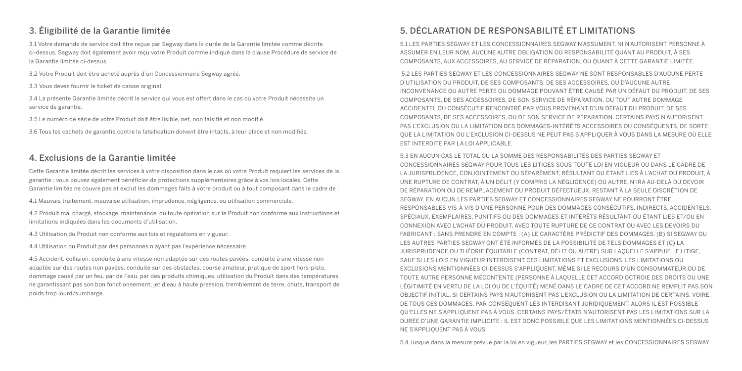## 3. Éligibilité de la Garantie limitée

3.1 Votre demande de service doit être reçue par Segway dans la durée de la Garantie limitée comme décrite ci-dessus. Segway doit également avoir reçu votre Produit comme indiqué dans la clause Procédure de service de la Garantie limitée ci-dessus.

3.2 Votre Produit doit être acheté auprès d'un Concessionnaire Segway agréé.

3.3 Vous devez fournir le ticket de caisse original.

3.4 La présente Garantie limitée décrit le service qui vous est offert dans le cas où votre Produit nécessite un service de garantie.

3.5 Le numéro de série de votre Produit doit être lisible, net, non falsifié et non modifié.

3.6 Tous les cachets de garantie contre la falsification doivent être intacts, à leur place et non modifiés.

## 4. Exclusions de la Garantie limitée

Cette Garantie limitée décrit les services à votre disposition dans le cas où votre Produit requiert les services de la garantie ; vous pouvez également bénéficier de protections supplémentaires grâce à vos lois locales. Cette Garantie limitée ne couvre pas et exclut les dommages faits à votre produit ou à tout composant dans le cadre de :

4.1 Mauvais traitement, mauvaise utilisation, imprudence, négligence, ou utilisation commerciale.

4.2 Produit mal chargé, stockage, maintenance, ou toute opération sur le Produit non conforme aux instructions et limitations indiquées dans les documents d'utilisation.

4.3 Utilisation du Produit non conforme aux lois et régulations en vigueur.

4.4 Utilisation du Produit par des personnes n'ayant pas l'expérience nécessaire.

4.5 Accident, collision, conduite à une vitesse non adaptée sur des routes pavées, conduite à une vitesse non adaptée sur des routes non pavées, conduite sur des obstacles, course amateur, pratique de sport hors-piste, dommage causé par un feu, par de l'eau, par des produits chimiques, utilisation du Produit dans des températures ne garantissant pas son bon fonctionnement, jet d'eau à haute pression, tremblement de terre, chute, transport de poids trop lourd/surcharge.

## 5. DÉCLARATION DE RESPONSABILITÉ ET LIMITATIONS

5.1 LES PARTIES SEGWAY ET LES CONCESSIONNAIRES SEGWAY N'ASSUMENT, NI N'AUTORISENT PERSONNE À ASSUMER EN LEUR NOM, AUCUNE AUTRE OBLIGATION OU RESPONSABILITÉ QUANT AU PRODUIT, À SES COMPOSANTS, AUX ACCESSOIRES, AU SERVICE DE RÉPARATION, OU QUANT À CETTE GARANTIE LIMITÉE.

5.2 LES PARTIES SEGWAY ET LES CONCESSIONNAIRES SEGWAY NE SONT RESPONSABLES D'AUCUNE PERTE D'UTILISATION DU PRODUIT, DE SES COMPOSANTS, DE SES ACCESSOIRES, OU D'AUCUNE AUTRE INCONVENANCE OU AUTRE PERTE OU DOMMAGE POUVANT ÊTRE CAUSÉ PAR UN DÉFAUT DU PRODUIT, DE SES COMPOSANTS, DE SES ACCESSOIRES, DE SON SERVICE DE RÉPARATION, OU TOUT AUTRE DOMMAGE ACCIDENTEL OU CONSÉCUTIF RENCONTRÉ PAR VOUS PROVENANT D'UN DÉFAUT DU PRODUIT, DE SES COMPOSANTS, DE SES ACCESSOIRES, OU DE SON SERVICE DE RÉPARATION. CERTAINS PAYS N'AUTORISENT PAS L'EXCLUSION OU LA LIMITATION DES DOMMAGES-INTÉRÊTS ACCESSOIRES OU CONSÉQUENTS, DE SORTE QUE LA LIMITATION OU L'EXCLUSION CI-DESSUS NE PEUT PAS S'APPLIQUER À VOUS DANS LA MESURE OÙ ELLE EST INTERDITE PAR LA LOI APPLICABLE.

5.3 EN AUCUN CAS LE TOTAL OU LA SOMME DES RESPONSABILITÉS DES PARTIES SEGWAY ET CONCESSIONNAIRES SEGWAY POUR TOUS LES LITIGES SOUS TOUTE LOI EN VIGUEUR OU DANS LE CADRE DE LA JURISPRUDENCE, CONJOINTEMENT OU SÉPARÉMENT, RÉSULTANT OU ÉTANT LIÉS À L'ACHAT DU PRODUIT, À UNE RUPTURE DE CONTRAT, À UN DÉLIT (Y COMPRIS LA NÉGLIGENCE) OU AUTRE, N'IRA AU-DELÀ DU DEVOIR DE RÉPARATION OU DE REMPLACEMENT DU PRODUIT DÉFECTUEUX, RESTANT À LA SEULE DISCRÉTION DE SEGWAY. EN AUCUN LES PARTIES SEGWAY ET CONCESSIONNAIRES SEGWAY NE POURRONT ÊTRE RESPONSABLES VIS-À-VIS D'UNE PERSONNE POUR DES DOMMAGES CONSÉCUTIFS, INDIRECTS, ACCIDENTELS, SPÉCIAUX, EXEMPLAIRES, PUNITIFS OU DES DOMMAGES ET INTÉRÊTS RÉSULTANT OU ÉTANT LIÉS ET/OU EN CONNEXION AVEC L'ACHAT DU PRODUIT, AVEC TOUTE RUPTURE DE CE CONTRAT OU AVEC LES DEVOIRS DU FABRICANT ; SANS PRENDRE EN COMPTE : (A) LE CARACTÈRE PRÉDICTIF DES DOMMAGES, (B) SI SEGWAY OU LES AUTRES PARTIES SEGWAY ONT ÉTÉ INFORMÉS DE LA POSSIBILITÉ DE TELS DOMMAGES ET (C) LA JURISPRUDENCE OU THÉORIE ÉQUITABLE (CONTRAT, DÉLIT OU AUTRE) SUR LAQUELLE S'APPUIE LE LITIGE, SAUF SI LES LOIS EN VIGUEUR INTERDISENT CES LIMITATIONS ET EXCLUSIONS. LES LIMITATIONS OU EXCLUSIONS MENTIONNÉES CI-DESSUS S'APPLIQUENT, MÊME SI LE RECOURS D'UN CONSOMMATEUR OU DE TOUTE AUTRE PERSONNE MÉCONTENTE (PERSONNE À LAQUELLE CET ACCORD OCTROIE DES DROITS OU UNE LÉGITIMITÉ EN VERTU DE LA LOI OU DE L'ÉQUITÉ) MENÉ DANS LE CADRE DE CET ACCORD NE REMPLIT PAS SON OBJECTIF INITIAL. SI CERTAINS PAYS N'AUTORISENT PAS L'EXCLUSION OU LA LIMITATION DE CERTAINS, VOIRE, DE TOUS CES DOMMAGES, PAR CONSÉQUENT LES INTERDISANT JURIDIQUEMENT, ALORS IL EST POSSIBLE QU'ELLES NE S'APPLIQUENT PAS À VOUS. CERTAINS PAYS/ÉTATS N'AUTORISENT PAS LES LIMITATIONS SUR LA DURÉE D'UNE GARANTIE IMPLICITE ; IL EST DONC POSSIBLE QUE LES LIMITATIONS MENTIONNÉES CI-DESSUS NE S'APPLIQUENT PAS À VOUS.

5.4 Jusque dans la mesure prévue par la loi en vigueur, les PARTIES SEGWAY et les CONCESSIONNAIRES SEGWAY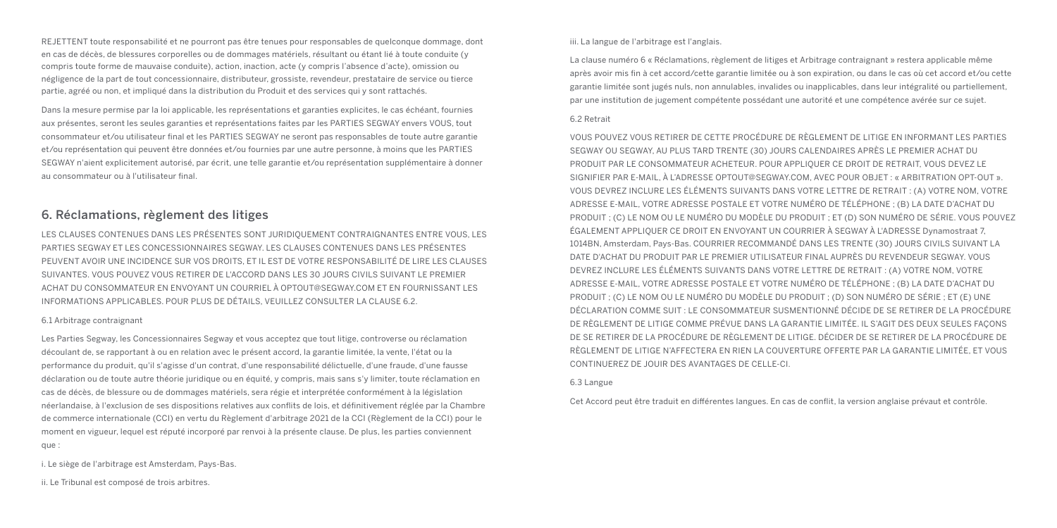REJETTENT toute responsabilité et ne pourront pas être tenues pour responsables de quelconque dommage, dont en cas de décès, de blessures corporelles ou de dommages matériels, résultant ou étant lié à toute conduite (y compris toute forme de mauvaise conduite), action, inaction, acte (y compris l'absence d'acte), omission ou négligence de la part de tout concessionnaire, distributeur, grossiste, revendeur, prestataire de service ou tierce partie, agréé ou non, et impliqué dans la distribution du Produit et des services qui y sont rattachés.

Dans la mesure permise par la loi applicable, les représentations et garanties explicites, le cas échéant, fournies aux présentes, seront les seules garanties et représentations faites par les PARTIES SEGWAY envers VOUS, tout consommateur et/ou utilisateur final et les PARTIES SEGWAY ne seront pas responsables de toute autre garantie et/ou représentation qui peuvent être données et/ou fournies par une autre personne, à moins que les PARTIES SEGWAY n'aient explicitement autorisé, par écrit, une telle garantie et/ou représentation supplémentaire à donner au consommateur ou à l'utilisateur final.

## 6. Réclamations, règlement des litiges

LES CLAUSES CONTENUES DANS LES PRÉSENTES SONT JURIDIQUEMENT CONTRAIGNANTES ENTRE VOUS, LES PARTIES SEGWAY ET LES CONCESSIONNAIRES SEGWAY. LES CLAUSES CONTENUES DANS LES PRÉSENTES PEUVENT AVOIR UNE INCIDENCE SUR VOS DROITS, ET IL EST DE VOTRE RESPONSABILITÉ DE LIRE LES CLAUSES SUIVANTES. VOUS POUVEZ VOUS RETIRER DE L'ACCORD DANS LES 30 JOURS CIVILS SUIVANT LE PREMIER ACHAT DU CONSOMMATEUR EN ENVOYANT UN COURRIEL À OPTOUT@SEGWAY.COM ET EN FOURNISSANT LES INFORMATIONS APPLICABLES. POUR PLUS DE DÉTAILS, VEUILLEZ CONSULTER LA CLAUSE 6.2.

### 6.1 Arbitrage contraignant

Les Parties Segway, les Concessionnaires Segway et vous acceptez que tout litige, controverse ou réclamation découlant de, se rapportant à ou en relation avec le présent accord, la garantie limitée, la vente, l'état ou la performance du produit, qu'il s'agisse d'un contrat, d'une responsabilité délictuelle, d'une fraude, d'une fausse déclaration ou de toute autre théorie juridique ou en équité, y compris, mais sans s'y limiter, toute réclamation en cas de décès, de blessure ou de dommages matériels, sera régie et interprétée conformément à la législation néerlandaise, à l'exclusion de ses dispositions relatives aux conflits de lois, et définitivement réglée par la Chambre de commerce internationale (CCI) en vertu du Règlement d'arbitrage 2021 de la CCI (Règlement de la CCI) pour le moment en vigueur, lequel est réputé incorporé par renvoi à la présente clause. De plus, les parties conviennent que :

i. Le siège de l'arbitrage est Amsterdam, Pays-Bas.

ii. Le Tribunal est composé de trois arbitres.

iii. La langue de l'arbitrage est l'anglais.

La clause numéro 6 « Réclamations, règlement de litiges et Arbitrage contraignant » restera applicable même après avoir mis fin à cet accord/cette garantie limitée ou à son expiration, ou dans le cas où cet accord et/ou cette garantie limitée sont jugés nuls, non annulables, invalides ou inapplicables, dans leur intégralité ou partiellement, par une institution de jugement compétente possédant une autorité et une compétence avérée sur ce sujet.

### 6.2 Retrait

VOUS POUVEZ VOUS RETIRER DE CETTE PROCÉDURE DE RÈGLEMENT DE LITIGE EN INFORMANT LES PARTIES SEGWAY OU SEGWAY, AU PLUS TARD TRENTE (30) JOURS CALENDAIRES APRÈS LE PREMIER ACHAT DU PRODUIT PAR LE CONSOMMATEUR ACHETEUR. POUR APPLIQUER CE DROIT DE RETRAIT, VOUS DEVEZ LE SIGNIFIER PAR E-MAIL, À L'ADRESSE OPTOUT@SEGWAY.COM, AVEC POUR OBJET : « ARBITRATION OPT-OUT ». VOUS DEVREZ INCLURE LES ÉLÉMENTS SUIVANTS DANS VOTRE LETTRE DE RETRAIT : (A) VOTRE NOM, VOTRE ADRESSE E-MAIL, VOTRE ADRESSE POSTALE ET VOTRE NUMÉRO DE TÉLÉPHONE ; (B) LA DATE D'ACHAT DU PRODUIT ; (C) LE NOM OU LE NUMÉRO DU MODÈLE DU PRODUIT ; ET (D) SON NUMÉRO DE SÉRIE. VOUS POUVEZ ÉGALEMENT APPLIQUER CE DROIT EN ENVOYANT UN COURRIER À SEGWAY À L'ADRESSE Dynamostraat 7, 1014BN, Amsterdam, Pays-Bas. COURRIER RECOMMANDÉ DANS LES TRENTE (30) JOURS CIVILS SUIVANT LA DATE D'ACHAT DU PRODUIT PAR LE PREMIER UTILISATEUR FINAL AUPRÈS DU REVENDEUR SEGWAY. VOUS DEVREZ INCLURE LES ÉLÉMENTS SUIVANTS DANS VOTRE LETTRE DE RETRAIT : (A) VOTRE NOM, VOTRE ADRESSE E-MAIL, VOTRE ADRESSE POSTALE ET VOTRE NUMÉRO DE TÉLÉPHONE ; (B) LA DATE D'ACHAT DU PRODUIT ; (C) LE NOM OU LE NUMÉRO DU MODÈLE DU PRODUIT ; (D) SON NUMÉRO DE SÉRIE ; ET (E) UNE DÉCLARATION COMME SUIT : LE CONSOMMATEUR SUSMENTIONNÉ DÉCIDE DE SE RETIRER DE LA PROCÉDURE DE RÈGLEMENT DE LITIGE COMME PRÉVUE DANS LA GARANTIE LIMITÉE. IL S'AGIT DES DEUX SEULES FAÇONS DE SE RETIRER DE LA PROCÉDURE DE RÈGLEMENT DE LITIGE. DÉCIDER DE SE RETIRER DE LA PROCÉDURE DE RÈGLEMENT DE LITIGE N'AFFECTERA EN RIEN LA COUVERTURE OFFERTE PAR LA GARANTIE LIMITÉE, ET VOUS CONTINUEREZ DE JOUIR DES AVANTAGES DE CELLE-CI.

### 6.3 Langue

Cet Accord peut être traduit en différentes langues. En cas de conflit, la version anglaise prévaut et contrôle.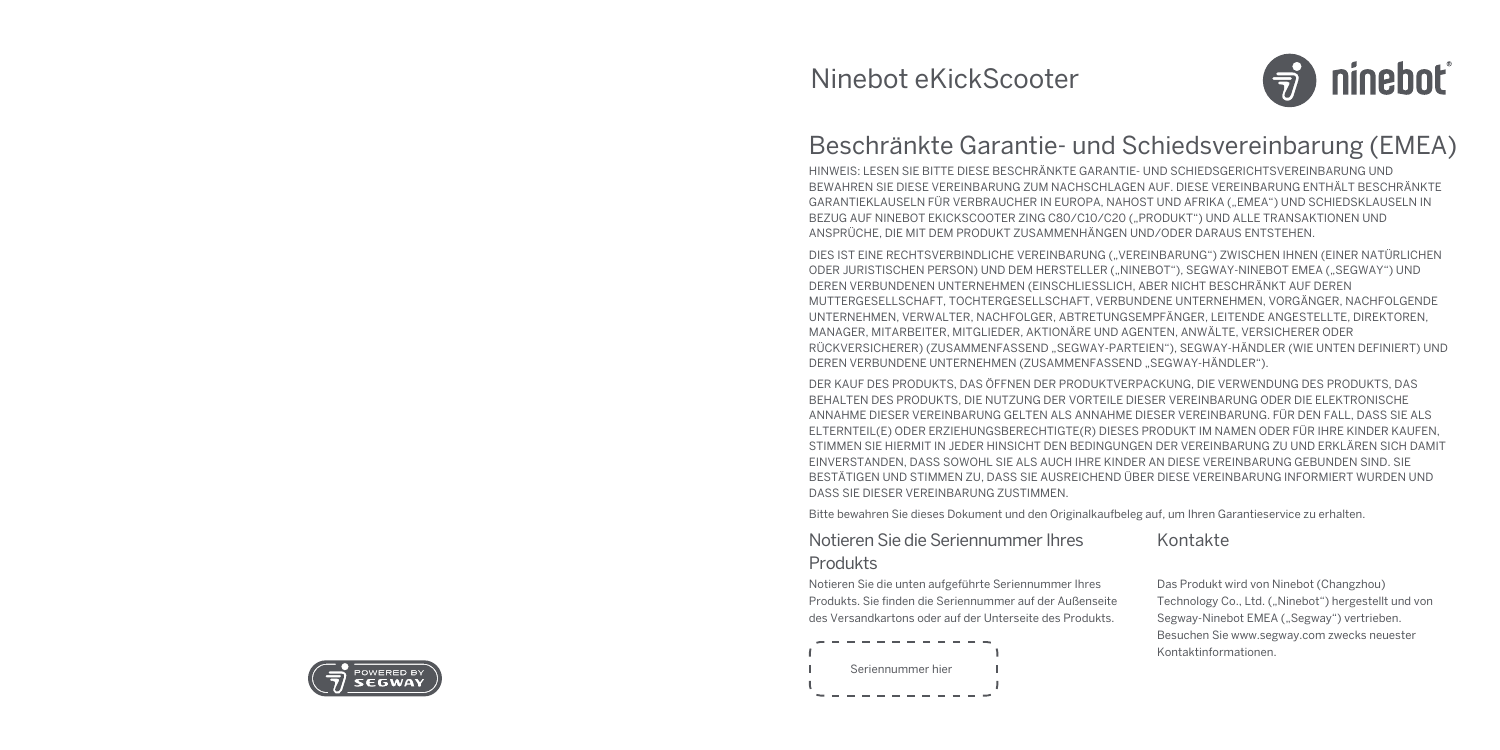# Ninebot eKickScooter

## Beschränkte Garantie- und Schiedsvereinbarung (EMEA)

HINWEIS: LESEN SIE BITTE DIESE BESCHRÄNKTE GARANTIE- UND SCHIEDSGERICHTSVEREINBARUNG UND BEWAHREN SIE DIESE VEREINBARUNG ZUM NACHSCHLAGEN AUF. DIESE VEREINBARUNG ENTHÄLT BESCHRÄNKTE GARANTIEKLAUSELN FÜR VERBRAUCHER IN EUROPA, NAHOST UND AFRIKA („EMEA") UND SCHIEDSKLAUSELN IN BEZUG AUF NINEBOT EKICKSCOOTER ZING C80/C10/C20 („PRODUKT") UND ALLE TRANSAKTIONEN UND ANSPRÜCHE, DIE MIT DEM PRODUKT ZUSAMMENHÄNGEN UND/ODER DARAUS ENTSTEHEN.

DIES IST EINE RECHTSVERBINDLICHE VEREINBARUNG („VEREINBARUNG") ZWISCHEN IHNEN (EINER NATÜRLICHEN ODER JURISTISCHEN PERSON) UND DEM HERSTELLER („NINEBOT"), SEGWAY-NINEBOT EMEA („SEGWAY") UND DEREN VERBUNDENEN UNTERNEHMEN (EINSCHLIESSLICH, ABER NICHT BESCHRÄNKT AUF DEREN MUTTERGESELLSCHAFT, TOCHTERGESELLSCHAFT, VERBUNDENE UNTERNEHMEN, VORGÄNGER, NACHFOLGENDE UNTERNEHMEN, VERWALTER, NACHFOLGER, ABTRETUNGSEMPFÄNGER, LEITENDE ANGESTELLTE, DIREKTOREN, MANAGER, MITARBEITER, MITGLIEDER, AKTIONÄRE UND AGENTEN, ANWÄLTE, VERSICHERER ODER RÜCKVERSICHERER) (ZUSAMMENFASSEND „SEGWAY-PARTEIEN"), SEGWAY-HÄNDLER (WIE UNTEN DEFINIERT) UND DEREN VERBUNDENE UNTERNEHMEN (ZUSAMMENFASSEND „SEGWAY-HÄNDLER").

DER KAUF DES PRODUKTS, DAS ÖFFNEN DER PRODUKTVERPACKUNG, DIE VERWENDUNG DES PRODUKTS, DAS BEHALTEN DES PRODUKTS, DIE NUTZUNG DER VORTEILE DIESER VEREINBARUNG ODER DIE ELEKTRONISCHE ANNAHME DIESER VEREINBARUNG GELTEN ALS ANNAHME DIESER VEREINBARUNG. FÜR DEN FALL, DASS SIE ALS ELTERNTEIL(E) ODER ERZIEHUNGSBERECHTIGTE(R) DIESES PRODUKT IM NAMEN ODER FÜR IHRE KINDER KAUFEN, STIMMEN SIE HIERMIT IN JEDER HINSICHT DEN BEDINGUNGEN DER VEREINBARUNG ZU UND ERKLÄREN SICH DAMIT EINVERSTANDEN, DASS SOWOHL SIE ALS AUCH IHRE KINDER AN DIESE VEREINBARUNG GEBUNDEN SIND. SIE BESTÄTIGEN UND STIMMEN ZU, DASS SIE AUSREICHEND ÜBER DIESE VEREINBARUNG INFORMIERT WURDEN UND DASS SIE DIESER VEREINBARUNG ZUSTIMMEN.

Bitte bewahren Sie dieses Dokument und den Originalkaufbeleg auf, um Ihren Garantieservice zu erhalten.

### Notieren Sie die Seriennummer Ihres Produkts

Notieren Sie die unten aufgeführte Seriennummer Ihres Produkts. Sie finden die Seriennummer auf der Außenseite des Versandkartons oder auf der Unterseite des Produkts.

Seriennummer hier

### Kontakte

Das Produkt wird von Ninebot (Changzhou) Technology Co., Ltd. („Ninebot") hergestellt und von Segway-Ninebot EMEA („Segway") vertrieben. Besuchen Sie www.segway.com zwecks neuester Kontaktinformationen.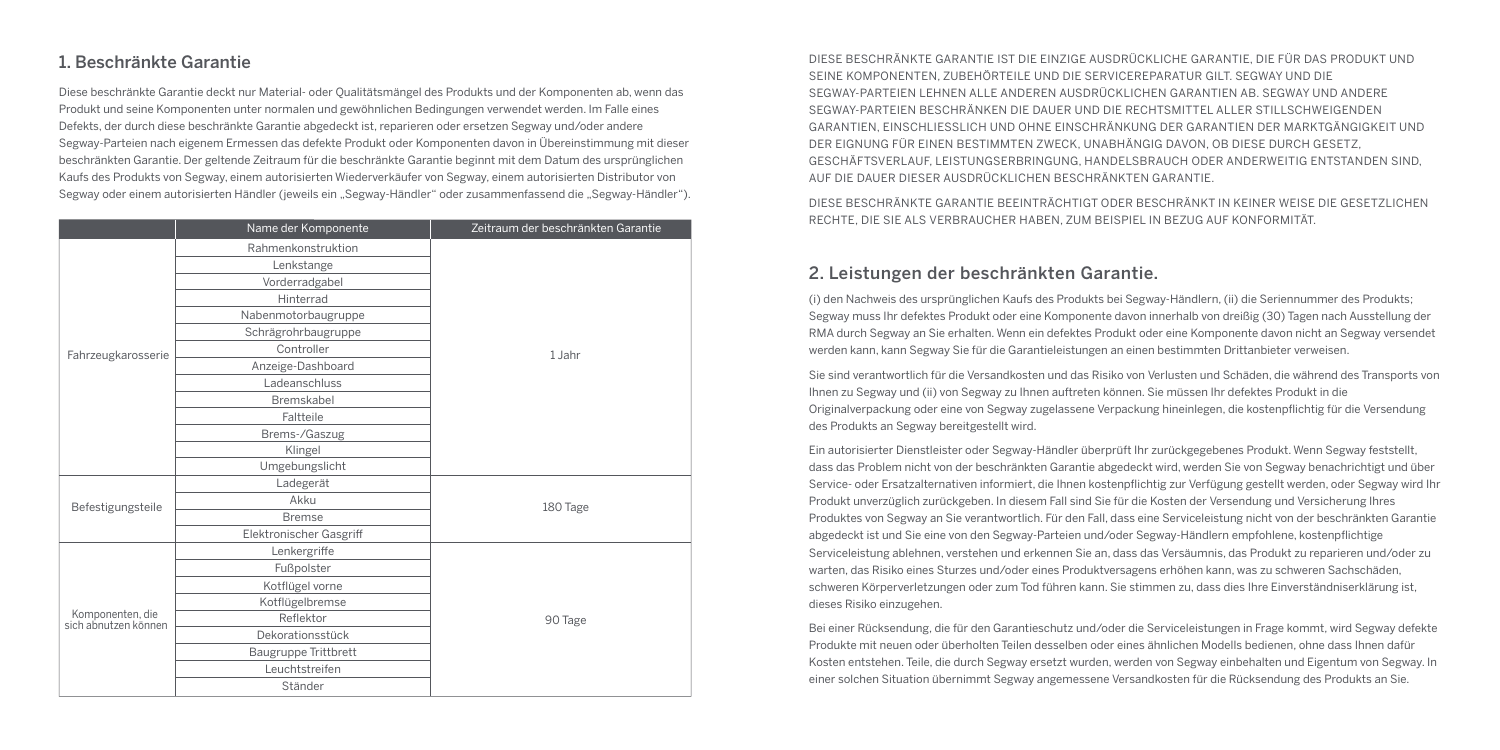## 1. Beschränkte Garantie

Diese beschränkte Garantie deckt nur Material- oder Qualitätsmängel des Produkts und der Komponenten ab, wenn das Produkt und seine Komponenten unter normalen und gewöhnlichen Bedingungen verwendet werden. Im Falle eines Defekts, der durch diese beschränkte Garantie abgedeckt ist, reparieren oder ersetzen Segway und/oder andere Segway-Parteien nach eigenem Ermessen das defekte Produkt oder Komponenten davon in Übereinstimmung mit dieser beschränkten Garantie. Der geltende Zeitraum für die beschränkte Garantie beginnt mit dem Datum des ursprünglichen Kaufs des Produkts von Segway, einem autorisierten Wiederverkäufer von Segway, einem autorisierten Distributor von Segway oder einem autorisierten Händler (jeweils ein „Segway-Händler" oder zusammenfassend die „Segway-Händler").

| | Name der Komponente | Zeitraum der beschränkten Garantie |
|---|---|---|
| Fahrzeugkarosserie | Rahmenkonstruktion | 1 Jahr |
| | Lenkstange | |
| | Vorderradgabel | |
| | Hinterrad | |
| | Nabenmotorbaugruppe | |
| | Schrägrohrbaugruppe | |
| | Controller | |
| | Anzeige-Dashboard | |
| | Ladeanschluss | |
| | Bremskabel | |
| | Faltteile | |
| | Brems-/Gaszug | |
| | Klingel | |
| | Umgebungslicht | |
| Befestigungsteile | Ladegerät | 180 Tage |
| | Akku | |
| | Bremse | |
| | Elektronischer Gasgriff | |
| Komponenten, die sich abnutzen können | Lenkergriffe | 90 Tage |
| | Fußpolster | |
| | Kotflügel vorne | |
| | Kotflügelbremse | |
| | Reflektor | |
| | Dekorationsstück | |
| | Baugruppe Trittbrett | |
| | Leuchtstreifen | |
| | Ständer | |

DIESE BESCHRÄNKTE GARANTIE IST DIE EINZIGE AUSDRÜCKLICHE GARANTIE, DIE FÜR DAS PRODUKT UND SEINE KOMPONENTEN, ZUBEHÖRTEILE UND DIE SERVICEREPARATUR GILT. SEGWAY UND DIE SEGWAY-PARTEIEN LEHNEN ALLE ANDEREN AUSDRÜCKLICHEN GARANTIEN AB. SEGWAY UND ANDERE SEGWAY-PARTEIEN BESCHRÄNKEN DIE DAUER UND DIE RECHTSMITTEL ALLER STILLSCHWEIGENDEN GARANTIEN, EINSCHLIESSLICH UND OHNE EINSCHRÄNKUNG DER GARANTIEN DER MARKTGÄNGIGKEIT UND DER EIGNUNG FÜR EINEN BESTIMMTEN ZWECK, UNABHÄNGIG DAVON, OB DIESE DURCH GESETZ, GESCHÄFTSVERLAUF, LEISTUNGSERBRINGUNG, HANDELSBRAUCH ODER ANDERWEITIG ENTSTANDEN SIND, AUF DIE DAUER DIESER AUSDRÜCKLICHEN BESCHRÄNKTEN GARANTIE.

DIESE BESCHRÄNKTE GARANTIE BEEINTRÄCHTIGT ODER BESCHRÄNKT IN KEINER WEISE DIE GESETZLICHEN RECHTE, DIE SIE ALS VERBRAUCHER HABEN, ZUM BEISPIEL IN BEZUG AUF KONFORMITÄT.

## 2. Leistungen der beschränkten Garantie.

(i) den Nachweis des ursprünglichen Kaufs des Produkts bei Segway-Händlern, (ii) die Seriennummer des Produkts; Segway muss Ihr defektes Produkt oder eine Komponente davon innerhalb von dreißig (30) Tagen nach Ausstellung der RMA durch Segway an Sie erhalten. Wenn ein defektes Produkt oder eine Komponente davon nicht an Segway versendet werden kann, kann Segway Sie für die Garantieleistungen an einen bestimmten Drittanbieter verweisen.

Sie sind verantwortlich für die Versandkosten und das Risiko von Verlusten und Schäden, die während des Transports von Ihnen zu Segway und (ii) von Segway zu Ihnen auftreten können. Sie müssen Ihr defektes Produkt in die Originalverpackung oder eine von Segway zugelassene Verpackung hineinlegen, die kostenpflichtig für die Versendung des Produkts an Segway bereitgestellt wird.

Ein autorisierter Dienstleister oder Segway-Händler überprüft Ihr zurückgegebenes Produkt. Wenn Segway feststellt, dass das Problem nicht von der beschränkten Garantie abgedeckt wird, werden Sie von Segway benachrichtigt und über Service- oder Ersatzalternativen informiert, die Ihnen kostenpflichtig zur Verfügung gestellt werden, oder Segway wird Ihr Produkt unverzüglich zurückgeben. In diesem Fall sind Sie für die Kosten der Versendung und Versicherung Ihres Produktes von Segway an Sie verantwortlich. Für den Fall, dass eine Serviceleistung nicht von der beschränkten Garantie abgedeckt ist und Sie eine von den Segway-Parteien und/oder Segway-Händlern empfohlene, kostenpflichtige Serviceleistung ablehnen, verstehen und erkennen Sie an, dass das Versäumnis, das Produkt zu reparieren und/oder zu warten, das Risiko eines Sturzes und/oder eines Produktversagens erhöhen kann, was zu schweren Sachschäden, schweren Körperverletzungen oder zum Tod führen kann. Sie stimmen zu, dass dies Ihre Einverständniserklärung ist, dieses Risiko einzugehen.

Bei einer Rücksendung, die für den Garantieschutz und/oder die Serviceleistungen in Frage kommt, wird Segway defekte Produkte mit neuen oder überholten Teilen desselben oder eines ähnlichen Modells bedienen, ohne dass Ihnen dafür Kosten entstehen. Teile, die durch Segway ersetzt wurden, werden von Segway einbehalten und Eigentum von Segway. In einer solchen Situation übernimmt Segway angemessene Versandkosten für die Rücksendung des Produkts an Sie.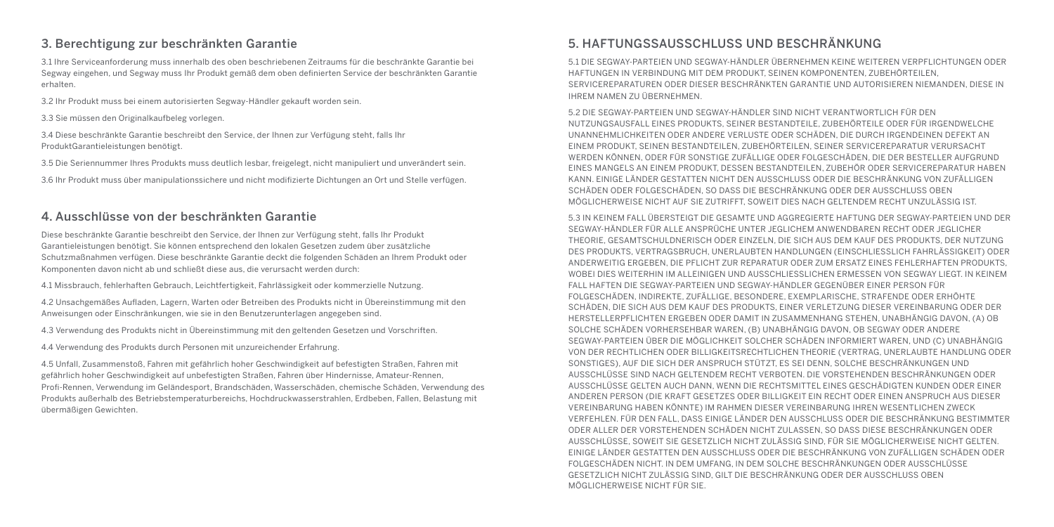## 3. Berechtigung zur beschränkten Garantie

3.1 Ihre Serviceanforderung muss innerhalb des oben beschriebenen Zeitraums für die beschränkte Garantie bei Segway eingehen, und Segway muss Ihr Produkt gemäß dem oben definierten Service der beschränkten Garantie erhalten.

3.2 Ihr Produkt muss bei einem autorisierten Segway-Händler gekauft worden sein.

3.3 Sie müssen den Originalkaufbeleg vorlegen.

3.4 Diese beschränkte Garantie beschreibt den Service, der Ihnen zur Verfügung steht, falls Ihr ProduktGarantieleistungen benötigt.

3.5 Die Seriennummer Ihres Produkts muss deutlich lesbar, freigelegt, nicht manipuliert und unverändert sein.

3.6 Ihr Produkt muss über manipulationssichere und nicht modifizierte Dichtungen an Ort und Stelle verfügen.

## 4. Ausschlüsse von der beschränkten Garantie

Diese beschränkte Garantie beschreibt den Service, der Ihnen zur Verfügung steht, falls Ihr Produkt Garantieleistungen benötigt. Sie können entsprechend den lokalen Gesetzen zudem über zusätzliche Schutzmaßnahmen verfügen. Diese beschränkte Garantie deckt die folgenden Schäden an Ihrem Produkt oder Komponenten davon nicht ab und schließt diese aus, die verursacht werden durch:

4.1 Missbrauch, fehlerhaften Gebrauch, Leichtfertigkeit, Fahrlässigkeit oder kommerzielle Nutzung.

4.2 Unsachgemäßes Aufladen, Lagern, Warten oder Betreiben des Produkts nicht in Übereinstimmung mit den Anweisungen oder Einschränkungen, wie sie in den Benutzerunterlagen angegeben sind.

4.3 Verwendung des Produkts nicht in Übereinstimmung mit den geltenden Gesetzen und Vorschriften.

4.4 Verwendung des Produkts durch Personen mit unzureichender Erfahrung.

4.5 Unfall, Zusammenstoß, Fahren mit gefährlich hoher Geschwindigkeit auf befestigten Straßen, Fahren mit gefährlich hoher Geschwindigkeit auf unbefestigten Straßen, Fahren über Hindernisse, Amateur-Rennen, Profi-Rennen, Verwendung im Geländesport, Brandschäden, Wasserschäden, chemische Schäden, Verwendung des Produkts außerhalb des Betriebstemperaturbereichs, Hochdruckwasserstrahlen, Erdbeben, Fallen, Belastung mit übermäßigen Gewichten.

## 5. HAFTUNGSSAUSSCHLUSS UND BESCHRÄNKUNG

5.1 DIE SEGWAY-PARTEIEN UND SEGWAY-HÄNDLER ÜBERNEHMEN KEINE WEITEREN VERPFLICHTUNGEN ODER HAFTUNGEN IN VERBINDUNG MIT DEM PRODUKT, SEINEN KOMPONENTEN, ZUBEHÖRTEILEN, SERVICEREPARATUREN ODER DIESER BESCHRÄNKTEN GARANTIE UND AUTORISIEREN NIEMANDEN, DIESE IN IHREM NAMEN ZU ÜBERNEHMEN.

5.2 DIE SEGWAY-PARTEIEN UND SEGWAY-HÄNDLER SIND NICHT VERANTWORTLICH FÜR DEN NUTZUNGSAUSFALL EINES PRODUKTS, SEINER BESTANDTEILE, ZUBEHÖRTEILE ODER FÜR IRGENDWELCHE UNANNEHMLICHKEITEN ODER ANDERE VERLUSTE ODER SCHÄDEN, DIE DURCH IRGENDEINEN DEFEKT AN EINEM PRODUKT, SEINEN BESTANDTEILEN, ZUBEHÖRTEILEN, SEINER SERVICEREPARATUR VERURSACHT WERDEN KÖNNEN, ODER FÜR SONSTIGE ZUFÄLLIGE ODER FOLGESCHÄDEN, DIE DER BESTELLER AUFGRUND EINES MANGELS AN EINEM PRODUKT, DESSEN BESTANDTEILEN, ZUBEHÖR ODER SERVICEREPARATUR HABEN KANN. EINIGE LÄNDER GESTATTEN NICHT DEN AUSSCHLUSS ODER DIE BESCHRÄNKUNG VON ZUFÄLLIGEN SCHÄDEN ODER FOLGESCHÄDEN, SO DASS DIE BESCHRÄNKUNG ODER DER AUSSCHLUSS OBEN MÖGLICHERWEISE NICHT AUF SIE ZUTRIFFT, SOWEIT DIES NACH GELTENDEM RECHT UNZULÄSSIG IST.

5.3 IN KEINEM FALL ÜBERSTEIGT DIE GESAMTE UND AGGREGIERTE HAFTUNG DER SEGWAY-PARTEIEN UND DER SEGWAY-HÄNDLER FÜR ALLE ANSPRÜCHE UNTER JEGLICHEM ANWENDBAREN RECHT ODER JEGLICHER THEORIE, GESAMTSCHULDNERISCH ODER EINZELN, DIE SICH AUS DEM KAUF DES PRODUKTS, DER NUTZUNG DES PRODUKTS, VERTRAGSBRUCH, UNERLAUBTEN HANDLUNGEN (EINSCHLIESSLICH FAHRLÄSSIGKEIT) ODER ANDERWEITIG ERGEBEN, DIE PFLICHT ZUR REPARATUR ODER ZUM ERSATZ EINES FEHLERHAFTEN PRODUKTS, WOBEI DIES WEITERHIN IM ALLEINIGEN UND AUSSCHLIESSLICHEN ERMESSEN VON SEGWAY LIEGT. IN KEINEM FALL HAFTEN DIE SEGWAY-PARTEIEN UND SEGWAY-HÄNDLER GEGENÜBER EINER PERSON FÜR FOLGESCHÄDEN, INDIREKTE, ZUFÄLLIGE, BESONDERE, EXEMPLARISCHE, STRAFENDE ODER ERHÖHTE SCHÄDEN, DIE SICH AUS DEM KAUF DES PRODUKTS, EINER VERLETZUNG DIESER VEREINBARUNG ODER DER HERSTELLERPFLICHTEN ERGEBEN ODER DAMIT IN ZUSAMMENHANG STEHEN, UNABHÄNGIG DAVON, (A) OB SOLCHE SCHÄDEN VORHERSEHBAR WAREN, (B) UNABHÄNGIG DAVON, OB SEGWAY ODER ANDERE SEGWAY-PARTEIEN ÜBER DIE MÖGLICHKEIT SOLCHER SCHÄDEN INFORMIERT WAREN, UND (C) UNABHÄNGIG VON DER RECHTLICHEN ODER BILLIGKEITSRECHTLICHEN THEORIE (VERTRAG, UNERLAUBTE HANDLUNG ODER SONSTIGES), AUF DIE SICH DER ANSPRUCH STÜTZT, ES SEI DENN, SOLCHE BESCHRÄNKUNGEN UND AUSSCHLÜSSE SIND NACH GELTENDEM RECHT VERBOTEN. DIE VORSTEHENDEN BESCHRÄNKUNGEN ODER AUSSCHLÜSSE GELTEN AUCH DANN, WENN DIE RECHTSMITTEL EINES GESCHÄDIGTEN KUNDEN ODER EINER ANDEREN PERSON (DIE KRAFT GESETZES ODER BILLIGKEIT EIN RECHT ODER EINEN ANSPRUCH AUS DIESER VEREINBARUNG HABEN KÖNNTE) IM RAHMEN DIESER VEREINBARUNG IHREN WESENTLICHEN ZWECK VERFEHLEN. FÜR DEN FALL, DASS EINIGE LÄNDER DEN AUSSCHLUSS ODER DIE BESCHRÄNKUNG BESTIMMTER ODER ALLER DER VORSTEHENDEN SCHÄDEN NICHT ZULASSEN, SO DASS DIESE BESCHRÄNKUNGEN ODER AUSSCHLÜSSE, SOWEIT SIE GESETZLICH NICHT ZULÄSSIG SIND, FÜR SIE MÖGLICHERWEISE NICHT GELTEN. EINIGE LÄNDER GESTATTEN DEN AUSSCHLUSS ODER DIE BESCHRÄNKUNG VON ZUFÄLLIGEN SCHÄDEN ODER FOLGESCHÄDEN NICHT. IN DEM UMFANG, IN DEM SOLCHE BESCHRÄNKUNGEN ODER AUSSCHLÜSSE GESETZLICH NICHT ZULÄSSIG SIND, GILT DIE BESCHRÄNKUNG ODER DER AUSSCHLUSS OBEN MÖGLICHERWEISE NICHT FÜR SIE.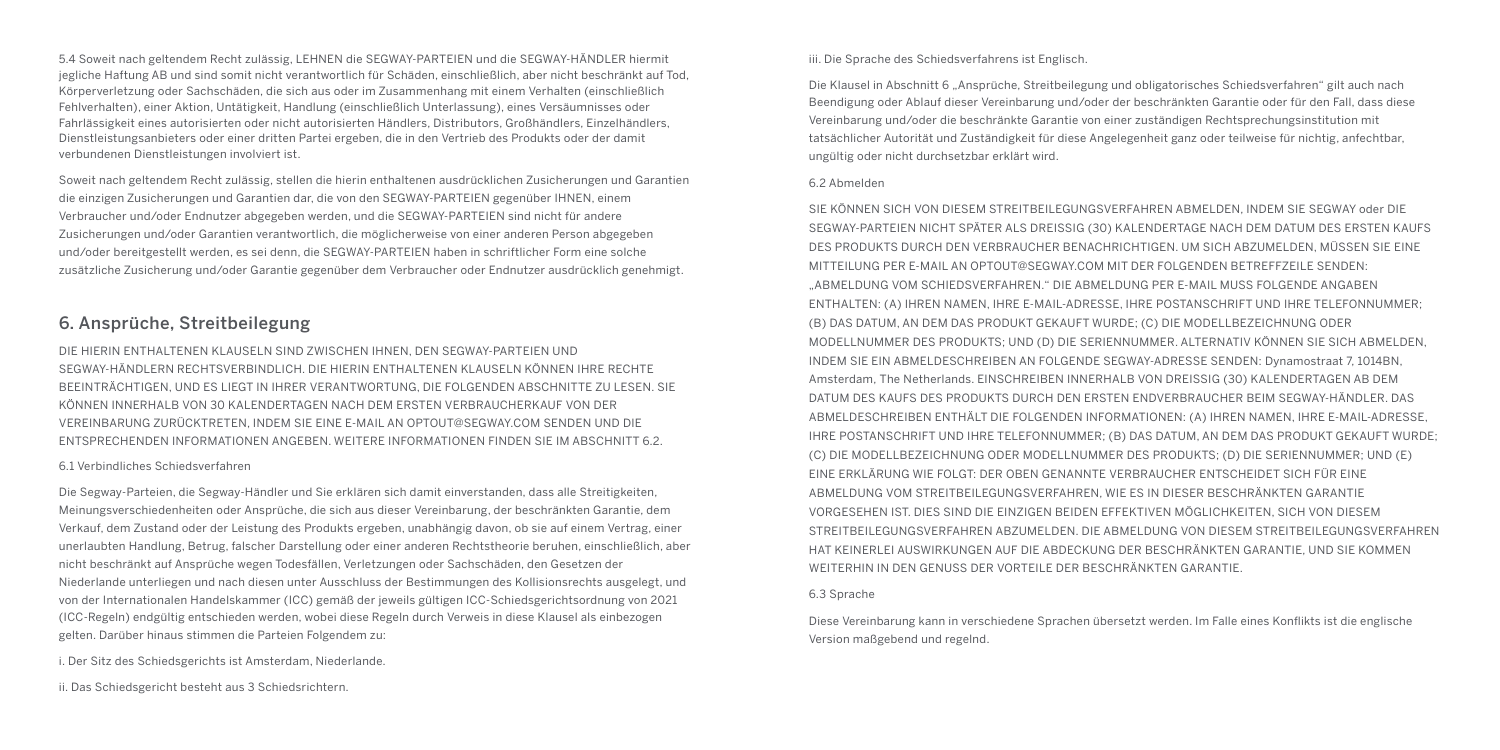5.4 Soweit nach geltendem Recht zulässig, LEHNEN die SEGWAY-PARTEIEN und die SEGWAY-HÄNDLER hiermit jegliche Haftung AB und sind somit nicht verantwortlich für Schäden, einschließlich, aber nicht beschränkt auf Tod, Körperverletzung oder Sachschäden, die sich aus oder im Zusammenhang mit einem Verhalten (einschließlich Fehlverhalten), einer Aktion, Untätigkeit, Handlung (einschließlich Unterlassung), eines Versäumnisses oder Fahrlässigkeit eines autorisierten oder nicht autorisierten Händlers, Distributors, Großhändlers, Einzelhändlers, Dienstleistungsanbieters oder einer dritten Partei ergeben, die in den Vertrieb des Produkts oder der damit verbundenen Dienstleistungen involviert ist.

Soweit nach geltendem Recht zulässig, stellen die hierin enthaltenen ausdrücklichen Zusicherungen und Garantien die einzigen Zusicherungen und Garantien dar, die von den SEGWAY-PARTEIEN gegenüber IHNEN, einem Verbraucher und/oder Endnutzer abgegeben werden, und die SEGWAY-PARTEIEN sind nicht für andere Zusicherungen und/oder Garantien verantwortlich, die möglicherweise von einer anderen Person abgegeben und/oder bereitgestellt werden, es sei denn, die SEGWAY-PARTEIEN haben in schriftlicher Form eine solche zusätzliche Zusicherung und/oder Garantie gegenüber dem Verbraucher oder Endnutzer ausdrücklich genehmigt.

## 6. Ansprüche, Streitbeilegung

DIE HIERIN ENTHALTENEN KLAUSELN SIND ZWISCHEN IHNEN, DEN SEGWAY-PARTEIEN UND SEGWAY-HÄNDLERN RECHTSVERBINDLICH. DIE HIERIN ENTHALTENEN KLAUSELN KÖNNEN IHRE RECHTE BEEINTRÄCHTIGEN, UND ES LIEGT IN IHRER VERANTWORTUNG, DIE FOLGENDEN ABSCHNITTE ZU LESEN. SIE KÖNNEN INNERHALB VON 30 KALENDERTAGEN NACH DEM ERSTEN VERBRAUCHERKAUF VON DER VEREINBARUNG ZURÜCKTRETEN, INDEM SIE EINE E-MAIL AN OPTOUT@SEGWAY.COM SENDEN UND DIE ENTSPRECHENDEN INFORMATIONEN ANGEBEN. WEITERE INFORMATIONEN FINDEN SIE IM ABSCHNITT 6.2.

### 6.1 Verbindliches Schiedsverfahren

Die Segway-Parteien, die Segway-Händler und Sie erklären sich damit einverstanden, dass alle Streitigkeiten, Meinungsverschiedenheiten oder Ansprüche, die sich aus dieser Vereinbarung, der beschränkten Garantie, dem Verkauf, dem Zustand oder der Leistung des Produkts ergeben, unabhängig davon, ob sie auf einem Vertrag, einer unerlaubten Handlung, Betrug, falscher Darstellung oder einer anderen Rechtstheorie beruhen, einschließlich, aber nicht beschränkt auf Ansprüche wegen Todesfällen, Verletzungen oder Sachschäden, den Gesetzen der Niederlande unterliegen und nach diesen unter Ausschluss der Bestimmungen des Kollisionsrechts ausgelegt, und von der Internationalen Handelskammer (ICC) gemäß der jeweils gültigen ICC-Schiedsgerichtsordnung von 2021 (ICC-Regeln) endgültig entschieden werden, wobei diese Regeln durch Verweis in diese Klausel als einbezogen gelten. Darüber hinaus stimmen die Parteien Folgendem zu:

i. Der Sitz des Schiedsgerichts ist Amsterdam, Niederlande.

ii. Das Schiedsgericht besteht aus 3 Schiedsrichtern.

iii. Die Sprache des Schiedsverfahrens ist Englisch.

Die Klausel in Abschnitt 6 „Ansprüche, Streitbeilegung und obligatorisches Schiedsverfahren" gilt auch nach Beendigung oder Ablauf dieser Vereinbarung und/oder der beschränkten Garantie oder für den Fall, dass diese Vereinbarung und/oder die beschränkte Garantie von einer zuständigen Rechtsprechungsinstitution mit tatsächlicher Autorität und Zuständigkeit für diese Angelegenheit ganz oder teilweise für nichtig, anfechtbar, ungültig oder nicht durchsetzbar erklärt wird.

### 6.2 Abmelden

SIE KÖNNEN SICH VON DIESEM STREITBEILEGUNGSVERFAHREN ABMELDEN, INDEM SIE SEGWAY oder DIE SEGWAY-PARTEIEN NICHT SPÄTER ALS DREISSIG (30) KALENDERTAGE NACH DEM DATUM DES ERSTEN KAUFS DES PRODUKTS DURCH DEN VERBRAUCHER BENACHRICHTIGEN. UM SICH ABZUMELDEN, MÜSSEN SIE EINE MITTEILUNG PER E-MAIL AN OPTOUT@SEGWAY.COM MIT DER FOLGENDEN BETREFFZEILE SENDEN: „ABMELDUNG VOM SCHIEDSVERFAHREN." DIE ABMELDUNG PER E-MAIL MUSS FOLGENDE ANGABEN ENTHALTEN: (A) IHREN NAMEN, IHRE E-MAIL-ADRESSE, IHRE POSTANSCHRIFT UND IHRE TELEFONNUMMER; (B) DAS DATUM, AN DEM DAS PRODUKT GEKAUFT WURDE; (C) DIE MODELLBEZEICHNUNG ODER MODELLNUMMER DES PRODUKTS; UND (D) DIE SERIENNUMMER. ALTERNATIV KÖNNEN SIE SICH ABMELDEN, INDEM SIE EIN ABMELDESCHREIBEN AN FOLGENDE SEGWAY-ADRESSE SENDEN: Dynamostraat 7, 1014BN, Amsterdam, The Netherlands. EINSCHREIBEN INNERHALB VON DREISSIG (30) KALENDERTAGEN AB DEM DATUM DES KAUFS DES PRODUKTS DURCH DEN ERSTEN ENDVERBRAUCHER BEIM SEGWAY-HÄNDLER. DAS ABMELDESCHREIBEN ENTHÄLT DIE FOLGENDEN INFORMATIONEN: (A) IHREN NAMEN, IHRE E-MAIL-ADRESSE, IHRE POSTANSCHRIFT UND IHRE TELEFONNUMMER; (B) DAS DATUM, AN DEM DAS PRODUKT GEKAUFT WURDE; (C) DIE MODELLBEZEICHNUNG ODER MODELLNUMMER DES PRODUKTS; (D) DIE SERIENNUMMER; UND (E) EINE ERKLÄRUNG WIE FOLGT: DER OBEN GENANNTE VERBRAUCHER ENTSCHEIDET SICH FÜR EINE ABMELDUNG VOM STREITBEILEGUNGSVERFAHREN, WIE ES IN DIESER BESCHRÄNKTEN GARANTIE VORGESEHEN IST. DIES SIND DIE EINZIGEN BEIDEN EFFEKTIVEN MÖGLICHKEITEN, SICH VON DIESEM STREITBEILEGUNGSVERFAHREN ABZUMELDEN. DIE ABMELDUNG VON DIESEM STREITBEILEGUNGSVERFAHREN HAT KEINERLEI AUSWIRKUNGEN AUF DIE ABDECKUNG DER BESCHRÄNKTEN GARANTIE, UND SIE KOMMEN WEITERHIN IN DEN GENUSS DER VORTEILE DER BESCHRÄNKTEN GARANTIE.

### 6.3 Sprache

Diese Vereinbarung kann in verschiedene Sprachen übersetzt werden. Im Falle eines Konflikts ist die englische Version maßgebend und regelnd.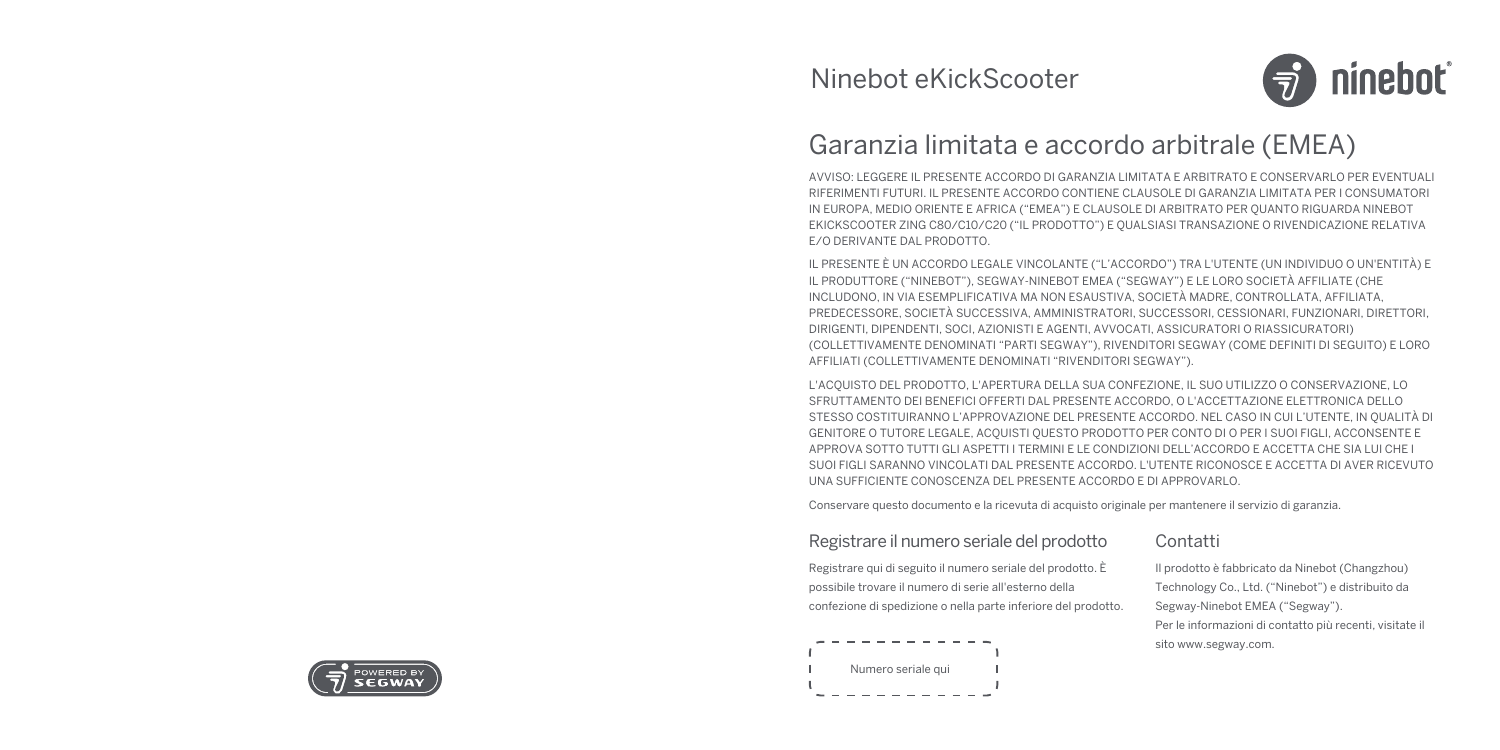Ninebot eKickScooter

# Garanzia limitata e accordo arbitrale (EMEA)

AVVISO: LEGGERE IL PRESENTE ACCORDO DI GARANZIA LIMITATA E ARBITRATO E CONSERVARLO PER EVENTUALI RIFERIMENTI FUTURI. IL PRESENTE ACCORDO CONTIENE CLAUSOLE DI GARANZIA LIMITATA PER I CONSUMATORI IN EUROPA, MEDIO ORIENTE E AFRICA ("EMEA") E CLAUSOLE DI ARBITRATO PER QUANTO RIGUARDA NINEBOT EKICKSCOOTER ZING C80/C10/C20 ("IL PRODOTTO") E QUALSIASI TRANSAZIONE O RIVENDICAZIONE RELATIVA E/O DERIVANTE DAL PRODOTTO.

IL PRESENTE È UN ACCORDO LEGALE VINCOLANTE ("L'ACCORDO") TRA L'UTENTE (UN INDIVIDUO O UN'ENTITÀ) E IL PRODUTTORE ("NINEBOT"), SEGWAY-NINEBOT EMEA ("SEGWAY") E LE LORO SOCIETÀ AFFILIATE (CHE INCLUDONO, IN VIA ESEMPLIFICATIVA MA NON ESAUSTIVA, SOCIETÀ MADRE, CONTROLLATA, AFFILIATA, PREDECESSORE, SOCIETÀ SUCCESSIVA, AMMINISTRATORI, SUCCESSORI, CESSIONARI, FUNZIONARI, DIRETTORI, DIRIGENTI, DIPENDENTI, SOCI, AZIONISTI E AGENTI, AVVOCATI, ASSICURATORI O RIASSICURATORI) (COLLETTIVAMENTE DENOMINATI "PARTI SEGWAY"), RIVENDITORI SEGWAY (COME DEFINITI DI SEGUITO) E LORO AFFILIATI (COLLETTIVAMENTE DENOMINATI "RIVENDITORI SEGWAY").

L'ACQUISTO DEL PRODOTTO, L'APERTURA DELLA SUA CONFEZIONE, IL SUO UTILIZZO O CONSERVAZIONE, LO SFRUTTAMENTO DEI BENEFICI OFFERTI DAL PRESENTE ACCORDO, O L'ACCETTAZIONE ELETTRONICA DELLO STESSO COSTITUIRANNO L'APPROVAZIONE DEL PRESENTE ACCORDO. NEL CASO IN CUI L'UTENTE, IN QUALITÀ DI GENITORE O TUTORE LEGALE, ACQUISTI QUESTO PRODOTTO PER CONTO DI O PER I SUOI FIGLI, ACCONSENTE E APPROVA SOTTO TUTTI GLI ASPETTI I TERMINI E LE CONDIZIONI DELL'ACCORDO E ACCETTA CHE SIA LUI CHE I SUOI FIGLI SARANNO VINCOLATI DAL PRESENTE ACCORDO. L'UTENTE RICONOSCE E ACCETTA DI AVER RICEVUTO UNA SUFFICIENTE CONOSCENZA DEL PRESENTE ACCORDO E DI APPROVARLO.

Conservare questo documento e la ricevuta di acquisto originale per mantenere il servizio di garanzia.

## Registrare il numero seriale del prodotto

Registrare qui di seguito il numero seriale del prodotto. È possibile trovare il numero di serie all'esterno della confezione di spedizione o nella parte inferiore del prodotto.

Numero seriale qui

## Contatti

Il prodotto è fabbricato da Ninebot (Changzhou) Technology Co., Ltd. ("Ninebot") e distribuito da Segway-Ninebot EMEA ("Segway").

Per le informazioni di contatto più recenti, visitate il sito www.segway.com.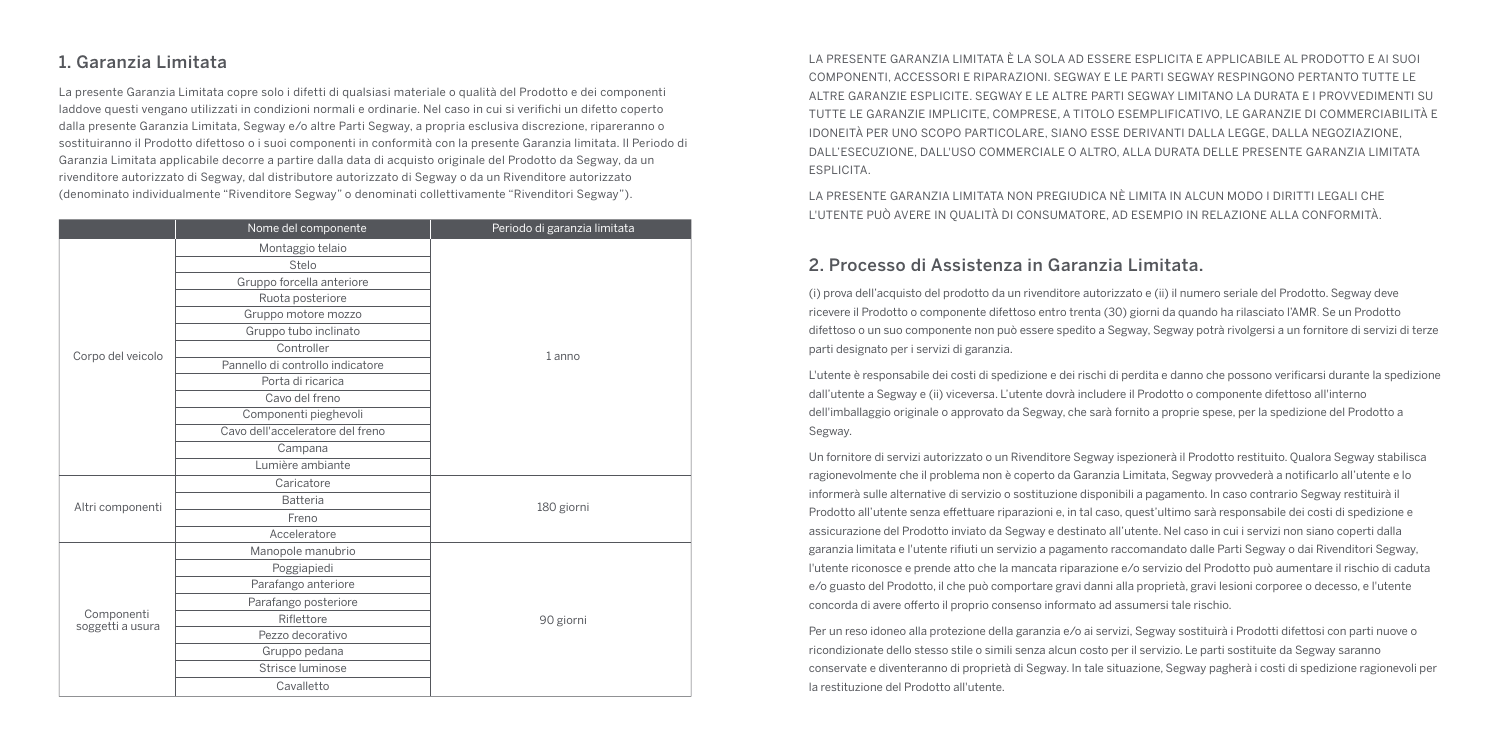## 1. Garanzia Limitata

La presente Garanzia Limitata copre solo i difetti di qualsiasi materiale o qualità del Prodotto e dei componenti laddove questi vengano utilizzati in condizioni normali e ordinarie. Nel caso in cui si verifichi un difetto coperto dalla presente Garanzia Limitata, Segway e/o altre Parti Segway, a propria esclusiva discrezione, ripareranno o sostituiranno il Prodotto difettoso o i suoi componenti in conformità con la presente Garanzia limitata. Il Periodo di Garanzia Limitata applicabile decorre a partire dalla data di acquisto originale del Prodotto da Segway, da un rivenditore autorizzato di Segway, dal distributore autorizzato di Segway o da un Rivenditore autorizzato (denominato individualmente "Rivenditore Segway" o denominati collettivamente "Rivenditori Segway").

| | Nome del componente | Periodo di garanzia limitata |
|---|---|---|
| Corpo del veicolo | Montaggio telaio | 1 anno |
| | Stelo | |
| | Gruppo forcella anteriore | |
| | Ruota posteriore | |
| | Gruppo motore mozzo | |
| | Gruppo tubo inclinato | |
| | Controller | |
| | Pannello di controllo indicatore | |
| | Porta di ricarica | |
| | Cavo del freno | |
| | Componenti pieghevoli | |
| | Cavo dell'acceleratore del freno | |
| | Campana | |
| | Lumière ambiante | |
| Altri componenti | Caricatore | 180 giorni |
| | Batteria | |
| | Freno | |
| | Acceleratore | |
| Componenti soggetti a usura | Manopole manubrio | 90 giorni |
| | Poggiapiedi | |
| | Parafango anteriore | |
| | Parafango posteriore | |
| | Riflettore | |
| | Pezzo decorativo | |
| | Gruppo pedana | |
| | Strisce luminose | |
| | Cavalletto | |

LA PRESENTE GARANZIA LIMITATA È LA SOLA AD ESSERE ESPLICITA E APPLICABILE AL PRODOTTO E AI SUOI COMPONENTI, ACCESSORI E RIPARAZIONI. SEGWAY E LE PARTI SEGWAY RESPINGONO PERTANTO TUTTE LE ALTRE GARANZIE ESPLICITE. SEGWAY E LE ALTRE PARTI SEGWAY LIMITANO LA DURATA E I PROVVEDIMENTI SU TUTTE LE GARANZIE IMPLICITE, COMPRESE, A TITOLO ESEMPLIFICATIVO, LE GARANZIE DI COMMERCIABILITÀ E IDONEITÀ PER UNO SCOPO PARTICOLARE, SIANO ESSE DERIVANTI DALLA LEGGE, DALLA NEGOZIAZIONE, DALL'ESECUZIONE, DALL'USO COMMERCIALE O ALTRO, ALLA DURATA DELLE PRESENTE GARANZIA LIMITATA ESPLICITA.

LA PRESENTE GARANZIA LIMITATA NON PREGIUDICA NÈ LIMITA IN ALCUN MODO I DIRITTI LEGALI CHE L'UTENTE PUÒ AVERE IN QUALITÀ DI CONSUMATORE, AD ESEMPIO IN RELAZIONE ALLA CONFORMITÀ.

## 2. Processo di Assistenza in Garanzia Limitata.

(i) prova dell'acquisto del prodotto da un rivenditore autorizzato e (ii) il numero seriale del Prodotto. Segway deve ricevere il Prodotto o componente difettoso entro trenta (30) giorni da quando ha rilasciato l'AMR. Se un Prodotto difettoso o un suo componente non può essere spedito a Segway, Segway potrà rivolgersi a un fornitore di servizi di terze parti designato per i servizi di garanzia.

L'utente è responsabile dei costi di spedizione e dei rischi di perdita e danno che possono verificarsi durante la spedizione dall'utente a Segway e (ii) viceversa. L'utente dovrà includere il Prodotto o componente difettoso all'interno dell'imballaggio originale o approvato da Segway, che sarà fornito a proprie spese, per la spedizione del Prodotto a Segway.

Un fornitore di servizi autorizzato o un Rivenditore Segway ispezionerà il Prodotto restituito. Qualora Segway stabilisca ragionevolmente che il problema non è coperto da Garanzia Limitata, Segway provvederà a notificarlo all'utente e lo informerà sulle alternative di servizio o sostituzione disponibili a pagamento. In caso contrario Segway restituirà il Prodotto all'utente senza effettuare riparazioni e, in tal caso, quest'ultimo sarà responsabile dei costi di spedizione e assicurazione del Prodotto inviato da Segway e destinato all'utente. Nel caso in cui i servizi non siano coperti dalla garanzia limitata e l'utente rifiuti un servizio a pagamento raccomandato dalle Parti Segway o dai Rivenditori Segway, l'utente riconosce e prende atto che la mancata riparazione e/o servizio del Prodotto può aumentare il rischio di caduta e/o guasto del Prodotto, il che può comportare gravi danni alla proprietà, gravi lesioni corporee o decesso, e l'utente concorda di avere offerto il proprio consenso informato ad assumersi tale rischio.

Per un reso idoneo alla protezione della garanzia e/o ai servizi, Segway sostituirà i Prodotti difettosi con parti nuove o ricondizionate dello stesso stile o simili senza alcun costo per il servizio. Le parti sostituite da Segway saranno conservate e diventeranno di proprietà di Segway. In tale situazione, Segway pagherà i costi di spedizione ragionevoli per la restituzione del Prodotto all'utente.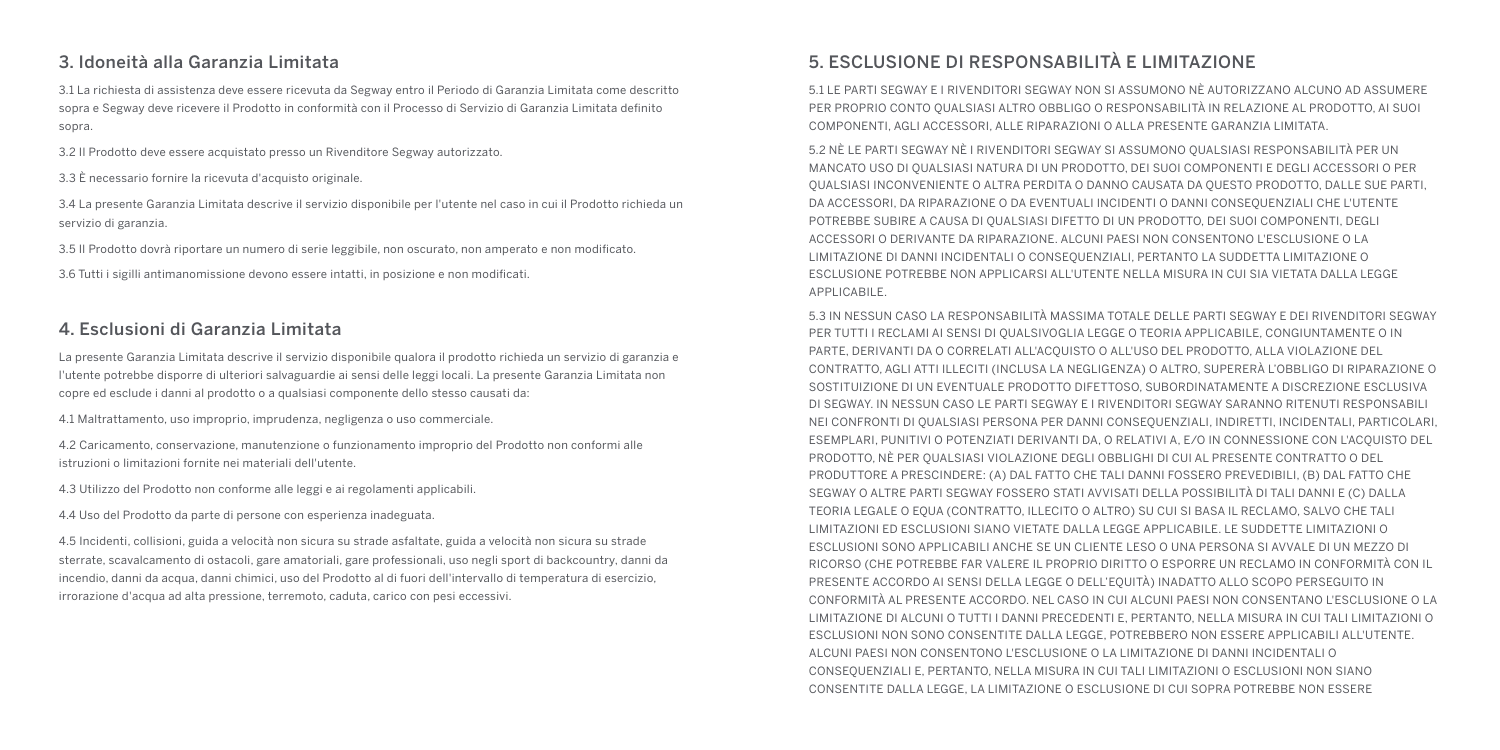## 3. Idoneità alla Garanzia Limitata

3.1 La richiesta di assistenza deve essere ricevuta da Segway entro il Periodo di Garanzia Limitata come descritto sopra e Segway deve ricevere il Prodotto in conformità con il Processo di Servizio di Garanzia Limitata definito sopra.

3.2 Il Prodotto deve essere acquistato presso un Rivenditore Segway autorizzato.

3.3 È necessario fornire la ricevuta d'acquisto originale.

3.4 La presente Garanzia Limitata descrive il servizio disponibile per l'utente nel caso in cui il Prodotto richieda un servizio di garanzia.

3.5 Il Prodotto dovrà riportare un numero di serie leggibile, non oscurato, non amperato e non modificato.

3.6 Tutti i sigilli antimanomissione devono essere intatti, in posizione e non modificati.

## 4. Esclusioni di Garanzia Limitata

La presente Garanzia Limitata descrive il servizio disponibile qualora il prodotto richieda un servizio di garanzia e l'utente potrebbe disporre di ulteriori salvaguardie ai sensi delle leggi locali. La presente Garanzia Limitata non copre ed esclude i danni al prodotto o a qualsiasi componente dello stesso causati da:

4.1 Maltrattamento, uso improprio, imprudenza, negligenza o uso commerciale.

4.2 Caricamento, conservazione, manutenzione o funzionamento improprio del Prodotto non conformi alle istruzioni o limitazioni fornite nei materiali dell'utente.

4.3 Utilizzo del Prodotto non conforme alle leggi e ai regolamenti applicabili.

4.4 Uso del Prodotto da parte di persone con esperienza inadeguata.

4.5 Incidenti, collisioni, guida a velocità non sicura su strade asfaltate, guida a velocità non sicura su strade sterrate, scavalcamento di ostacoli, gare amatoriali, gare professionali, uso negli sport di backcountry, danni da incendio, danni da acqua, danni chimici, uso del Prodotto al di fuori dell'intervallo di temperatura di esercizio, irrorazione d'acqua ad alta pressione, terremoto, caduta, carico con pesi eccessivi.

## 5. ESCLUSIONE DI RESPONSABILITÀ E LIMITAZIONE

5.1 LE PARTI SEGWAY E I RIVENDITORI SEGWAY NON SI ASSUMONO NÉ AUTORIZZANO ALCUNO AD ASSUMERE PER PROPRIO CONTO QUALSIASI ALTRO OBBLIGO O RESPONSABILITÀ IN RELAZIONE AL PRODOTTO, AI SUOI COMPONENTI, AGLI ACCESSORI, ALLE RIPARAZIONI O ALLA PRESENTE GARANZIA LIMITATA.

5.2 NÉ LE PARTI SEGWAY NÉ I RIVENDITORI SEGWAY SI ASSUMONO QUALSIASI RESPONSABILITÀ PER UN MANCATO USO DI QUALSIASI NATURA DI UN PRODOTTO, DEI SUOI COMPONENTI E DEGLI ACCESSORI O PER QUALSIASI INCONVENIENTE O ALTRA PERDITA O DANNO CAUSATA DA QUESTO PRODOTTO, DALLE SUE PARTI, DA ACCESSORI, DA RIPARAZIONE O DA EVENTUALI INCIDENTI O DANNI CONSEQUENZIALI CHE L'UTENTE POTREBBE SUBIRE A CAUSA DI QUALSIASI DIFETTO DI UN PRODOTTO, DEI SUOI COMPONENTI, DEGLI ACCESSORI O DERIVANTE DA RIPARAZIONE. ALCUNI PAESI NON CONSENTONO L'ESCLUSIONE O LA LIMITAZIONE DI DANNI INCIDENTALI O CONSEQUENZIALI, PERTANTO LA SUDDETTA LIMITAZIONE O ESCLUSIONE POTREBBE NON APPLICARSI ALL'UTENTE NELLA MISURA IN CUI SIA VIETATA DALLA LEGGE APPLICABILE.

5.3 IN NESSUN CASO LA RESPONSABILITÀ MASSIMA TOTALE DELLE PARTI SEGWAY E DEI RIVENDITORI SEGWAY PER TUTTI I RECLAMI AI SENSI DI QUALSIVOGLIA LEGGE O TEORIA APPLICABILE, CONGIUNTAMENTE O IN PARTE, DERIVANTI DA O CORRELATI ALL'ACQUISTO O ALL'USO DEL PRODOTTO, ALLA VIOLAZIONE DEL CONTRATTO, AGLI ATTI ILLECITI (INCLUSA LA NEGLIGENZA) O ALTRO, SUPERERÀ L'OBBLIGO DI RIPARAZIONE O SOSTITUZIONE DI UN EVENTUALE PRODOTTO DIFETTOSO, SUBORDINATAMENTE A DISCREZIONE ESCLUSIVA DI SEGWAY. IN NESSUN CASO LE PARTI SEGWAY E I RIVENDITORI SEGWAY SARANNO RITENUTI RESPONSABILI NEI CONFRONTI DI QUALSIASI PERSONA PER DANNI CONSEQUENZIALI, INDIRETTI, INCIDENTALI, PARTICOLARI, ESEMPLARI, PUNITIVI O POTENZIATI DERIVANTI DA, O RELATIVI A, E/O IN CONNESSIONE CON L'ACQUISTO DEL PRODOTTO, NÉ PER QUALSIASI VIOLAZIONE DEGLI OBBLIGHI DI CUI AL PRESENTE CONTRATTO O DEL PRODUTTORE A PRESCINDERE: (A) DAL FATTO CHE TALI DANNI FOSSERO PREVEDIBILI, (B) DAL FATTO CHE SEGWAY O ALTRE PARTI SEGWAY FOSSERO STATI AVVISATI DELLA POSSIBILITÀ DI TALI DANNI E (C) DALLA TEORIA LEGALE O EQUA (CONTRATTO, ILLECITO O ALTRO) SU CUI SI BASA IL RECLAMO, SALVO CHE TALI LIMITAZIONI ED ESCLUSIONI SIANO VIETATE DALLA LEGGE APPLICABILE. LE SUDDETTE LIMITAZIONI O ESCLUSIONI SONO APPLICABILI ANCHE SE UN CLIENTE LESO O UNA PERSONA SI AVVALE DI UN MEZZO DI RICORSO (CHE POTREBBE FAR VALERE IL PROPRIO DIRITTO O ESPORRE UN RECLAMO IN CONFORMITÀ CON IL PRESENTE ACCORDO AI SENSI DELLA LEGGE O DELL'EQUITÀ) INADATTO ALLO SCOPO PERSEGUITO IN CONFORMITÀ AL PRESENTE ACCORDO. NEL CASO IN CUI ALCUNI PAESI NON CONSENTANO L'ESCLUSIONE O LA LIMITAZIONE DI ALCUNI O TUTTI I DANNI PRECEDENTI E, PERTANTO, NELLA MISURA IN CUI TALI LIMITAZIONI O ESCLUSIONI NON SONO CONSENTITE DALLA LEGGE, POTREBBERO NON ESSERE APPLICABILI ALL'UTENTE. ALCUNI PAESI NON CONSENTONO L'ESCLUSIONE O LA LIMITAZIONE DI DANNI INCIDENTALI O CONSEQUENZIALI E, PERTANTO, NELLA MISURA IN CUI TALI LIMITAZIONI O ESCLUSIONI NON SIANO CONSENTITE DALLA LEGGE, LA LIMITAZIONE O ESCLUSIONE DI CUI SOPRA POTREBBE NON ESSERE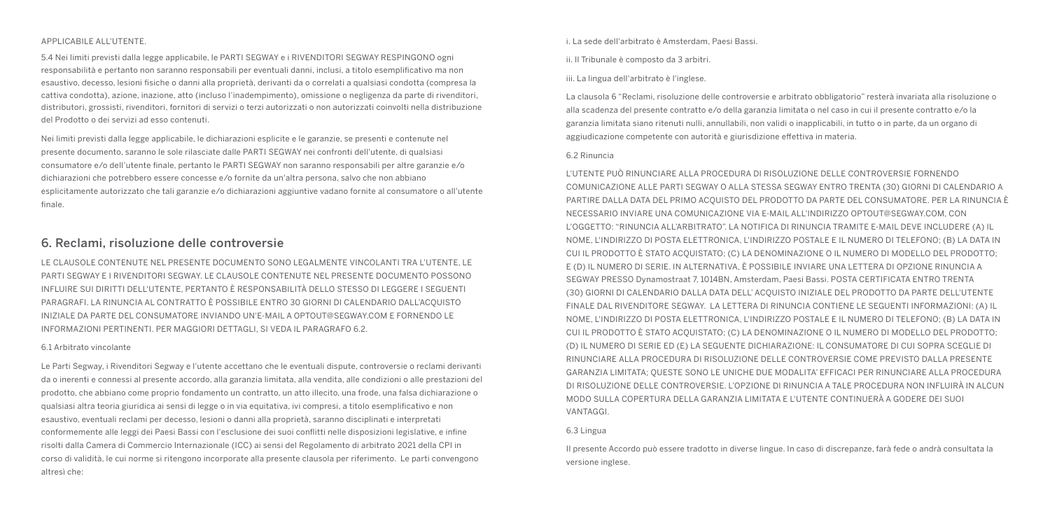APPLICABILE ALL'UTENTE.

5.4 Nei limiti previsti dalla legge applicabile, le PARTI SEGWAY e i RIVENDITORI SEGWAY RESPINGONO ogni responsabilità e pertanto non saranno responsabili per eventuali danni, inclusi, a titolo esemplificativo ma non esaustivo, decesso, lesioni fisiche o danni alla proprietà, derivanti da o correlati a qualsiasi condotta (compresa la cattiva condotta), azione, inazione, atto (incluso l'inadempimento), omissione o negligenza da parte di rivenditori, distributori, grossisti, rivenditori, fornitori di servizi o terzi autorizzati o non autorizzati coinvolti nella distribuzione del Prodotto o dei servizi ad esso contenuti.

Nei limiti previsti dalla legge applicabile, le dichiarazioni esplicite e le garanzie, se presenti e contenute nel presente documento, saranno le sole rilasciate dalle PARTI SEGWAY nei confronti dell'utente, di qualsiasi consumatore e/o dell'utente finale, pertanto le PARTI SEGWAY non saranno responsabili per altre garanzie e/o dichiarazioni che potrebbero essere concesse e/o fornite da un'altra persona, salvo che non abbiano esplicitamente autorizzato che tali garanzie e/o dichiarazioni aggiuntive vadano fornite al consumatore o all'utente finale.

## 6. Reclami, risoluzione delle controversie

LE CLAUSOLE CONTENUTE NEL PRESENTE DOCUMENTO SONO LEGALMENTE VINCOLANTI TRA L'UTENTE, LE PARTI SEGWAY E I RIVENDITORI SEGWAY. LE CLAUSOLE CONTENUTE NEL PRESENTE DOCUMENTO POSSONO INFLUIRE SUI DIRITTI DELL'UTENTE, PERTANTO È RESPONSABILITÀ DELLO STESSO DI LEGGERE I SEGUENTI PARAGRAFI. LA RINUNCIA AL CONTRATTO È POSSIBILE ENTRO 30 GIORNI DI CALENDARIO DALL'ACQUISTO INIZIALE DA PARTE DEL CONSUMATORE INVIANDO UN'E-MAIL A OPTOUT@SEGWAY.COM E FORNENDO LE INFORMAZIONI PERTINENTI. PER MAGGIORI DETTAGLI, SI VEDA IL PARAGRAFO 6.2.

### 6.1 Arbitrato vincolante

Le Parti Segway, i Rivenditori Segway e l'utente accettano che le eventuali dispute, controversie o reclami derivanti da o inerenti e connessi al presente accordo, alla garanzia limitata, alla vendita, alle condizioni o alle prestazioni del prodotto, che abbiano come proprio fondamento un contratto, un atto illecito, una frode, una falsa dichiarazione o qualsiasi altra teoria giuridica ai sensi di legge o in via equitativa, ivi compresi, a titolo esemplificativo e non esaustivo, eventuali reclami per decesso, lesioni o danni alla proprietà, saranno disciplinati e interpretati conformemente alle leggi dei Paesi Bassi con l'esclusione dei suoi conflitti nelle disposizioni legislative, e infine risolti dalla Camera di Commercio Internazionale (ICC) ai sensi del Regolamento di arbitrato 2021 della CPI in corso di validità, le cui norme si ritengono incorporate alla presente clausola per riferimento. Le parti convengono altresì che:

i. La sede dell'arbitrato è Amsterdam, Paesi Bassi.

ii. Il Tribunale è composto da 3 arbitri.

iii. La lingua dell'arbitrato è l'inglese.

La clausola 6 "Reclami, risoluzione delle controversie e arbitrato obbligatorio" resterà invariata alla risoluzione o alla scadenza del presente contratto e/o della garanzia limitata o nel caso in cui il presente contratto e/o la garanzia limitata siano ritenuti nulli, annullabili, non validi o inapplicabili, in tutto o in parte, da un organo di aggiudicazione competente con autorità e giurisdizione effettiva in materia.

### 6.2 Rinuncia

L'UTENTE PUÒ RINUNCIARE ALLA PROCEDURA DI RISOLUZIONE DELLE CONTROVERSIE FORNENDO COMUNICAZIONE ALLE PARTI SEGWAY O ALLA STESSA SEGWAY ENTRO TRENTA (30) GIORNI DI CALENDARIO A PARTIRE DALLA DATA DEL PRIMO ACQUISTO DEL PRODOTTO DA PARTE DEL CONSUMATORE. PER LA RINUNCIA È NECESSARIO INVIARE UNA COMUNICAZIONE VIA E-MAIL ALL'INDIRIZZO OPTOUT@SEGWAY.COM, CON L'OGGETTO: "RINUNCIA ALL'ARBITRATO". LA NOTIFICA DI RINUNCIA TRAMITE E-MAIL DEVE INCLUDERE (A) IL NOME, L'INDIRIZZO DI POSTA ELETTRONICA, L'INDIRIZZO POSTALE E IL NUMERO DI TELEFONO; (B) LA DATA IN CUI IL PRODOTTO È STATO ACQUISTATO; (C) LA DENOMINAZIONE O IL NUMERO DI MODELLO DEL PRODOTTO; E (D) IL NUMERO DI SERIE. IN ALTERNATIVA, È POSSIBILE INVIARE UNA LETTERA DI OPZIONE RINUNCIA A SEGWAY PRESSO Dynamostraat 7, 1014BN, Amsterdam, Paesi Bassi. POSTA CERTIFICATA ENTRO TRENTA (30) GIORNI DI CALENDARIO DALLA DATA DELL' ACQUISTO INIZIALE DEL PRODOTTO DA PARTE DELL'UTENTE FINALE DAL RIVENDITORE SEGWAY. LA LETTERA DI RINUNCIA CONTIENE LE SEGUENTI INFORMAZIONI: (A) IL NOME, L'INDIRIZZO DI POSTA ELETTRONICA, L'INDIRIZZO POSTALE E IL NUMERO DI TELEFONO; (B) LA DATA IN CUI IL PRODOTTO È STATO ACQUISTATO; (C) LA DENOMINAZIONE O IL NUMERO DI MODELLO DEL PRODOTTO; (D) IL NUMERO DI SERIE ED (E) LA SEGUENTE DICHIARAZIONE: IL CONSUMATORE DI CUI SOPRA SCEGLIE DI RINUNCIARE ALLA PROCEDURA DI RISOLUZIONE DELLE CONTROVERSIE COME PREVISTO DALLA PRESENTE GARANZIA LIMITATA; QUESTE SONO LE UNICHE DUE MODALITA' EFFICACI PER RINUNCIARE ALLA PROCEDURA DI RISOLUZIONE DELLE CONTROVERSIE. L'OPZIONE DI RINUNCIA A TALE PROCEDURA NON INFLUIRÀ IN ALCUN MODO SULLA COPERTURA DELLA GARANZIA LIMITATA E L'UTENTE CONTINUERÀ A GODERE DEI SUOI VANTAGGI.

### 6.3 Lingua

Il presente Accordo può essere tradotto in diverse lingue. In caso di discrepanze, farà fede o andrà consultata la versione inglese.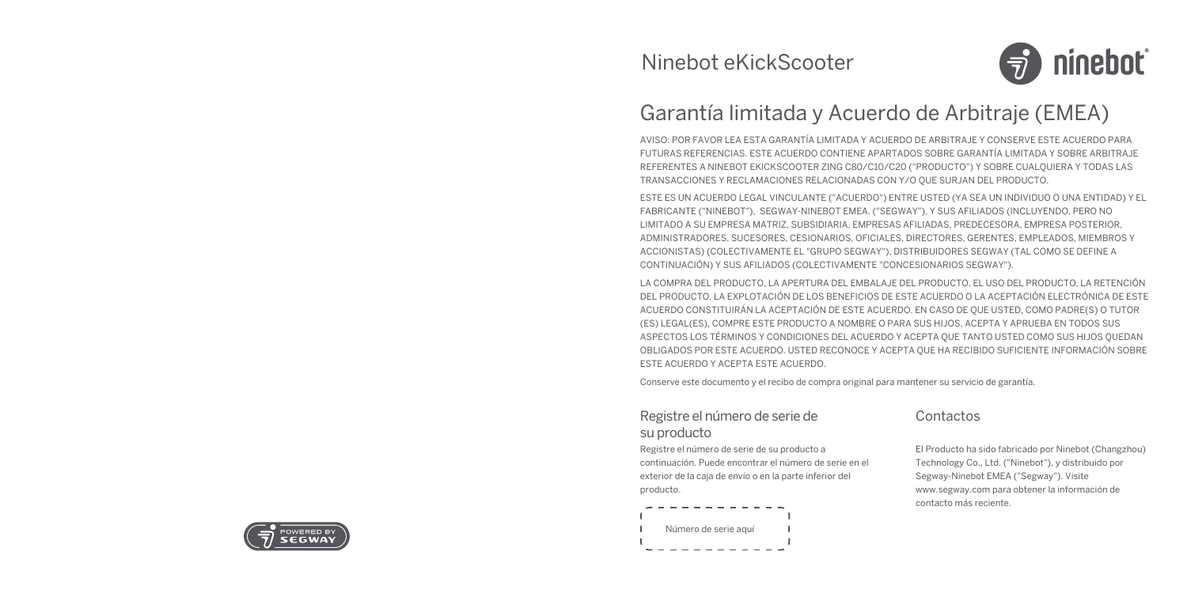Ninebot eKickScooter

# Garantía limitada y Acuerdo de Arbitraje (EMEA)

AVISO: POR FAVOR LEA ESTA GARANTÍA LIMITADA Y ACUERDO DE ARBITRAJE Y CONSERVE ESTE ACUERDO PARA FUTURAS REFERENCIAS. ESTE ACUERDO CONTIENE APARTADOS SOBRE GARANTÍA LIMITADA Y SOBRE ARBITRAJE REFERENTES A NINEBOT EKICKSCOOTER ZING C80/C10/C20 ("PRODUCTO") Y SOBRE CUALQUIERA Y TODAS LAS TRANSACCIONES Y RECLAMACIONES RELACIONADAS CON Y/O QUE SURJAN DEL PRODUCTO.

ESTE ES UN ACUERDO LEGAL VINCULANTE ("ACUERDO") ENTRE USTED (YA SEA UN INDIVIDUO O UNA ENTIDAD) Y EL FABRICANTE ("NINEBOT"), SEGWAY-NINEBOT EMEA. ("SEGWAY"), Y SUS AFILIADOS (INCLUYENDO, PERO NO LIMITADO A SU EMPRESA MATRIZ, SUBSIDIARIA, EMPRESAS AFILIADAS, PREDECESORA, EMPRESA POSTERIOR, ADMINISTRADORES, SUCESORES, CESIONARIOS, OFICIALES, DIRECTORES, GERENTES, EMPLEADOS, MIEMBROS Y ACCIONISTAS) (COLECTIVAMENTE EL "GRUPO SEGWAY"), DISTRIBUIDORES SEGWAY (TAL COMO SE DEFINE A CONTINUACIÓN) Y SUS AFILIADOS (COLECTIVAMENTE "CONCESIONARIOS SEGWAY").

LA COMPRA DEL PRODUCTO, LA APERTURA DEL EMBALAJE DEL PRODUCTO, EL USO DEL PRODUCTO, LA RETENCIÓN DEL PRODUCTO, LA EXPLOTACIÓN DE LOS BENEFICIOS DE ESTE ACUERDO O LA ACEPTACIÓN ELECTRÓNICA DE ESTE ACUERDO CONSTITUIRÁN LA ACEPTACIÓN DE ESTE ACUERDO. EN CASO DE QUE USTED, COMO PADRE(S) O TUTOR (ES) LEGAL(ES), COMPRE ESTE PRODUCTO A NOMBRE O PARA SUS HIJOS, ACEPTA Y APRUEBA EN TODOS SUS ASPECTOS LOS TÉRMINOS Y CONDICIONES DEL ACUERDO Y ACEPTA QUE TANTO USTED COMO SUS HIJOS QUEDAN OBLIGADOS POR ESTE ACUERDO. USTED RECONOCE Y ACEPTA QUE HA RECIBIDO SUFICIENTE INFORMACIÓN SOBRE ESTE ACUERDO Y ACEPTA ESTE ACUERDO.

Conserve este documento y el recibo de compra original para mantener su servicio de garantía.

## Registre el número de serie de su producto

Registre el número de serie de su producto a continuación. Puede encontrar el número de serie en el exterior de la caja de envío o en la parte inferior del producto.

Número de serie aquí

## Contactos

El Producto ha sido fabricado por Ninebot (Changzhou) Technology Co., Ltd. ("Ninebot"), y distribuido por Segway-Ninebot EMEA ("Segway"). Visite www.segway.com para obtener la información de contacto más reciente.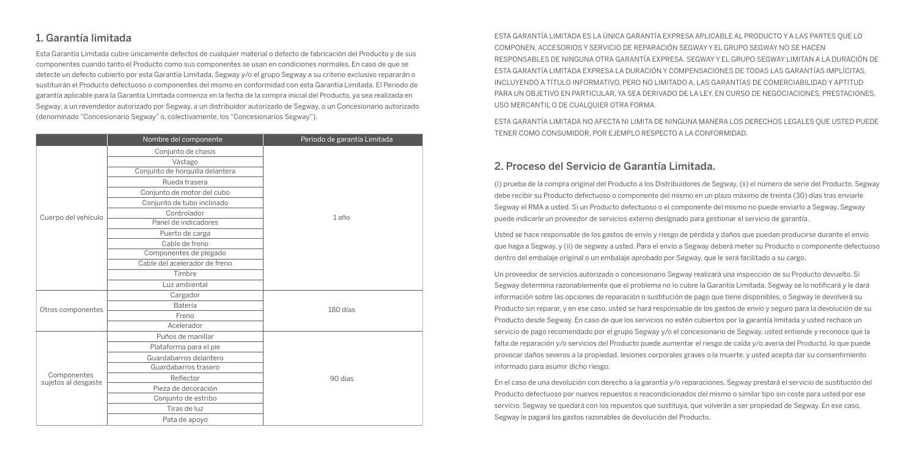## 1. Garantía limitada

Esta Garantía Limitada cubre únicamente defectos de cualquier material o defecto de fabricación del Producto y de sus componentes cuando tanto el Producto como sus componentes se usan en condiciones normales. En caso de que se detecte un defecto cubierto por esta Garantía Limitada, Segway y/o el grupo Segway a su criterio exclusivo repararán o sustituirán el Producto defectuoso o componentes del mismo en conformidad con esta Garantía Limitada. El Periodo de garantía aplicable para la Garantía Limitada comienza en la fecha de la compra inicial del Producto, ya sea realizada en Segway, a un revendedor autorizado por Segway, a un distribuidor autorizado de Segway, o un Concesionario autorizado (denominado "Concesionario Segway" o, colectivamente, los "Concesionarios Segway").

| | Nombre del componente | Periodo de garantía Limitada |
|---|---|---|
| Cuerpo del vehículo | Conjunto de chasis | 1 año |
| | Vástago | |
| | Conjunto de horquilla delantera | |
| | Rueda trasera | |
| | Conjunto de motor del cubo | |
| | Conjunto de tubo inclinado | |
| | Controlador | |
| | Panel de indicadores | |
| | Puerto de carga | |
| | Cable de freno | |
| | Componentes de plegado | |
| | Cable del acelerador de freno | |
| | Timbre | |
| | Luz ambiental | |
| Otros componentes | Cargador | 180 días |
| | Batería | |
| | Freno | |
| | Acelerador | |
| Componentes sujetos al desgaste | Puños de manillar | 90 días |
| | Plataforma para el pie | |
| | Guardabarros delantero | |
| | Guardabarros trasero | |
| | Reflector | |
| | Pieza de decoración | |
| | Conjunto de estribo | |
| | Tiras de luz | |
| | Pata de apoyo | |

ESTA GARANTÍA LIMITADA ES LA ÚNICA GARANTÍA EXPRESA APLICABLE AL PRODUCTO Y A LAS PARTES QUE LO COMPONEN, ACCESORIOS Y SERVICIO DE REPARACIÓN SEGWAY Y EL GRUPO SEGWAY NO SE HACEN RESPONSABLES DE NINGUNA OTRA GARANTÍA EXPRESA. SEGWAY Y EL GRUPO SEGWAY LIMITAN A LA DURACIÓN DE ESTA GARANTÍA LIMITADA EXPRESA LA DURACIÓN Y COMPENSACIONES DE TODAS LAS GARANTÍAS IMPLÍCITAS, INCLUYENDO A TÍTULO INFORMATIVO, PERO NO LIMITADO A, LAS GARANTÍAS DE COMERCIABILIDAD Y APTITUD PARA UN OBJETIVO EN PARTICULAR, YA SEA DERIVADO DE LA LEY, EN CURSO DE NEGOCIACIONES, PRESTACIONES, USO MERCANTIL O DE CUALQUIER OTRA FORMA.

ESTA GARANTÍA LIMITADA NO AFECTA NI LIMITA DE NINGUNA MANERA LOS DERECHOS LEGALES QUE USTED PUEDE TENER COMO CONSUMIDOR, POR EJEMPLO RESPECTO A LA CONFORMIDAD.

## 2. Proceso del Servicio de Garantía Limitada.

(i) prueba de la compra original del Producto a los Distribuidores de Segway, (ii) el número de serie del Producto, Segway debe recibir su Producto defectuoso o componente del mismo en un plazo máximo de treinta (30) días tras enviarle Segway el RMA a usted. Si un Producto defectuoso o el componente del mismo no puede enviarlo a Segway, Segway puede indicarle un proveedor de servicios externo designado para gestionar el servicio de garantía.

Usted se hace responsable de los gastos de envío y riesgo de pérdida y daños que puedan producirse durante el envío que haga a Segway, y (ii) de segway a usted. Para el envío a Segway deberá meter su Producto o componente defectuoso dentro del embalaje original o un embalaje aprobado por Segway, que le será facilitado a su cargo.

Un proveedor de servicios autorizado o concesionario Segway realizará una inspección de su Producto devuelto. Si Segway determina razonablemente que el problema no lo cubre la Garantía Limitada, Segway se lo notificará y le dará información sobre las opciones de reparación o sustitución de pago que tiene disponibles, o Segway le devolverá su Producto sin reparar, y en ese caso, usted se hará responsable de los gastos de envío y seguro para la devolución de su Producto desde Segway. En caso de que los servicios no estén cubiertos por la garantía limitada y usted rechace un servicio de pago recomendado por el grupo Segway y/o el concesionario de Segway, usted entiende y reconoce que la falta de reparación y/o servicios del Producto puede aumentar el riesgo de caída y/o avería del Producto, lo que puede provocar daños severos a la propiedad, lesiones corporales graves o la muerte, y usted acepta dar su consentimiento informado para asumir dicho riesgo.

En el caso de una devolución con derecho a la garantía y/o reparaciones, Segway prestará el servicio de sustitución del Producto defectuoso por nuevos repuestos o reacondicionados del mismo o similar tipo sin coste para usted por ese servicio. Segway se quedará con los repuestos que sustituya, que volverán a ser propiedad de Segway. En ese caso, Segway le pagará los gastos razonables de devolución del Producto.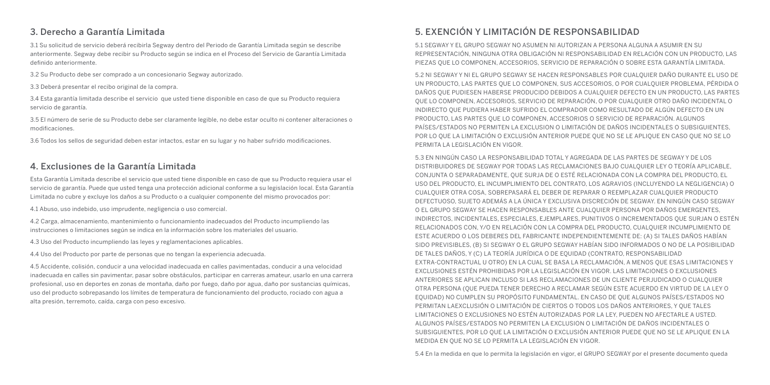## 3. Derecho a Garantía Limitada

3.1 Su solicitud de servicio deberá recibirla Segway dentro del Periodo de Garantía Limitada según se describe anteriormente. Segway debe recibir su Producto según se indica en el Proceso del Servicio de Garantía Limitada definido anteriormente.

3.2 Su Producto debe ser comprado a un concesionario Segway autorizado.

3.3 Deberá presentar el recibo original de la compra.

3.4 Esta garantía limitada describe el servicio que usted tiene disponible en caso de que su Producto requiera servicio de garantía.

3.5 El número de serie de su Producto debe ser claramente legible, no debe estar oculto ni contener alteraciones o modificaciones.

3.6 Todos los sellos de seguridad deben estar intactos, estar en su lugar y no haber sufrido modificaciones.

## 4. Exclusiones de la Garantía Limitada

Esta Garantía Limitada describe el servicio que usted tiene disponible en caso de que su Producto requiera usar el servicio de garantía. Puede que usted tenga una protección adicional conforme a su legislación local. Esta Garantía Limitada no cubre y excluye los daños a su Producto o a cualquier componente del mismo provocados por:

4.1 Abuso, uso indebido, uso imprudente, negligencia o uso comercial.

4.2 Carga, almacenamiento, mantenimiento o funcionamiento inadecuados del Producto incumpliendo las instrucciones o limitaciones según se indica en la información sobre los materiales del usuario.

4.3 Uso del Producto incumpliendo las leyes y reglamentaciones aplicables.

4.4 Uso del Producto por parte de personas que no tengan la experiencia adecuada.

4.5 Accidente, colisión, conducir a una velocidad inadecuada en calles pavimentadas, conducir a una velocidad inadecuada en calles sin pavimentar, pasar sobre obstáculos, participar en carreras amateur, usarlo en una carrera profesional, uso en deportes en zonas de montaña, daño por fuego, daño por agua, daño por sustancias químicas, uso del producto sobrepasando los límites de temperatura de funcionamiento del producto, rociado con agua a alta presión, terremoto, caída, carga con peso excesivo.

## 5. EXENCIÓN Y LIMITACIÓN DE RESPONSABILIDAD

5.1 SEGWAY Y EL GRUPO SEGWAY NO ASUMEN NI AUTORIZAN A PERSONA ALGUNA A ASUMIR EN SU REPRESENTACIÓN, NINGUNA OTRA OBLIGACIÓN NI RESPONSABILIDAD EN RELACIÓN CON UN PRODUCTO, LAS PIEZAS QUE LO COMPONEN, ACCESORIOS, SERVICIO DE REPARACIÓN O SOBRE ESTA GARANTÍA LIMITADA.

5.2 NI SEGWAY Y NI EL GRUPO SEGWAY SE HACEN RESPONSABLES POR CUALQUIER DAÑO DURANTE EL USO DE UN PRODUCTO, LAS PARTES QUE LO COMPONEN, SUS ACCESORIOS, O POR CUALQUIER PROBLEMA, PÉRDIDA O DAÑOS QUE PUDIESEN HABERSE PRODUCIDO DEBIDOS A CUALQUIER DEFECTO EN UN PRODUCTO, LAS PARTES QUE LO COMPONEN, ACCESORIOS, SERVICIO DE REPARACIÓN, O POR CUALQUIER OTRO DAÑO INCIDENTAL O INDIRECTO QUE PUDIERA HABER SUFRIDO EL COMPRADOR COMO RESULTADO DE ALGÚN DEFECTO EN UN PRODUCTO, LAS PARTES QUE LO COMPONEN, ACCESORIOS O SERVICIO DE REPARACIÓN. ALGUNOS PAÍSES/ESTADOS NO PERMITEN LA EXCLUSION O LIMITACIÓN DE DAÑOS INCIDENTALES O SUBSIGUIENTES, POR LO QUE LA LIMITACIÓN O EXCLUSIÓN ANTERIOR PUEDE QUE NO SE LE APLIQUE EN CASO QUE NO SE LO PERMITA LA LEGISLACIÓN EN VIGOR.

5.3 EN NINGÚN CASO LA RESPONSABILIDAD TOTAL Y AGREGADA DE LAS PARTES DE SEGWAY Y DE LOS DISTRIBUIDORES DE SEGWAY POR TODAS LAS RECLAMACIONES BAJO CUALQUIER LEY O TEORÍA APLICABLE, CONJUNTA O SEPARADAMENTE, QUE SURJA DE O ESTÉ RELACIONADA CON LA COMPRA DEL PRODUCTO, EL USO DEL PRODUCTO, EL INCUMPLIMIENTO DEL CONTRATO, LOS AGRAVIOS (INCLUYENDO LA NEGLIGENCIA) O CUALQUIER OTRA COSA, SOBREPASARÁ EL DEBER DE REPARAR O REEMPLAZAR CUALQUIER PRODUCTO DEFECTUOSO, SUJETO ADEMÁS A LA ÚNICA Y EXCLUSIVA DISCRECIÓN DE SEGWAY. EN NINGÚN CASO SEGWAY O EL GRUPO SEGWAY SE HACEN RESPONSABLES ANTE CUALQUIER PERSONA POR DAÑOS EMERGENTES, INDIRECTOS, INCIDENTALES, ESPECIALES, EJEMPLARES, PUNITIVOS O INCREMENTADOS QUE SURJAN O ESTÉN RELACIONADOS CON, Y/O EN RELACIÓN CON LA COMPRA DEL PRODUCTO, CUALQUIER INCUMPLIMIENTO DE ESTE ACUERDO O LOS DEBERES DEL FABRICANTE INDEPENDIENTEMENTE DE: (A) SI TALES DAÑOS HABÍAN SIDO PREVISIBLES, (B) SI SEGWAY O EL GRUPO SEGWAY HABÍAN SIDO INFORMADOS O NO DE LA POSIBILIDAD DE TALES DAÑOS, Y (C) LA TEORÍA JURÍDICA O DE EQUIDAD (CONTRATO, RESPONSABILIDAD EXTRA-CONTRACTUAL U OTRO) EN LA CUAL SE BASA LA RECLAMACIÓN, A MENOS QUE ESAS LIMITACIONES Y EXCLUSIONES ESTÉN PROHIBIDAS POR LA LEGISLACIÓN EN VIGOR. LAS LIMITACIONES O EXCLUSIONES ANTERIORES SE APLICAN INCLUSO SI LAS RECLAMACIONES DE UN CLIENTE PERJUDICADO O CUALQUIER OTRA PERSONA (QUE PUEDA TENER DERECHO A RECLAMAR SEGÚN ESTE ACUERDO EN VIRTUD DE LA LEY O EQUIDAD) NO CUMPLEN SU PROPÓSITO FUNDAMENTAL. EN CASO DE QUE ALGUNOS PAÍSES/ESTADOS NO PERMITAN LAEXCLUSIÓN O LIMITACIÓN DE CIERTOS O TODOS LOS DAÑOS ANTERIORES, Y QUE TALES LIMITACIONES O EXCLUSIONES NO ESTÉN AUTORIZADAS POR LA LEY, PUEDEN NO AFECTARLE A USTED. ALGUNOS PAÍSES/ESTADOS NO PERMITEN LA EXCLUSION O LIMITACIÓN DE DAÑOS INCIDENTALES O SUBSIGUIENTES, POR LO QUE LA LIMITACIÓN O EXCLUSIÓN ANTERIOR PUEDE QUE NO SE LE APLIQUE EN LA MEDIDA EN QUE NO SE LO PERMITA LA LEGISLACIÓN EN VIGOR.

5.4 En la medida en que lo permita la legislación en vigor, el GRUPO SEGWAY por el presente documento queda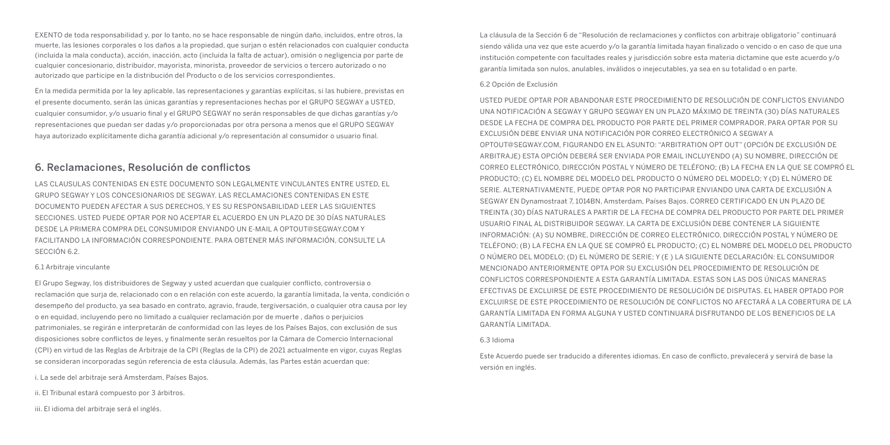EXENTO de toda responsabilidad y, por lo tanto, no se hace responsable de ningún daño, incluidos, entre otros, la muerte, las lesiones corporales o los daños a la propiedad, que surjan o estén relacionados con cualquier conducta (incluida la mala conducta), acción, inacción, acto (incluida la falta de actuar), omisión o negligencia por parte de cualquier concesionario, distribuidor, mayorista, minorista, proveedor de servicios o tercero autorizado o no autorizado que participe en la distribución del Producto o de los servicios correspondientes.

En la medida permitida por la ley aplicable, las representaciones y garantías explícitas, si las hubiere, previstas en el presente documento, serán las únicas garantías y representaciones hechas por el GRUPO SEGWAY a USTED, cualquier consumidor, y/o usuario final y el GRUPO SEGWAY no serán responsables de que dichas garantías y/o representaciones que puedan ser dadas y/o proporcionadas por otra persona a menos que el GRUPO SEGWAY haya autorizado explícitamente dicha garantía adicional y/o representación al consumidor o usuario final.

## 6. Reclamaciones, Resolución de conflictos

LAS CLAUSULAS CONTENIDAS EN ESTE DOCUMENTO SON LEGALMENTE VINCULANTES ENTRE USTED, EL GRUPO SEGWAY Y LOS CONCESIONARIOS DE SEGWAY. LAS RECLAMACIONES CONTENIDAS EN ESTE DOCUMENTO PUEDEN AFECTAR A SUS DERECHOS, Y ES SU RESPONSABILIDAD LEER LAS SIGUIENTES SECCIONES. USTED PUEDE OPTAR POR NO ACEPTAR EL ACUERDO EN UN PLAZO DE 30 DÍAS NATURALES DESDE LA PRIMERA COMPRA DEL CONSUMIDOR ENVIANDO UN E-MAIL A OPTOUT@SEGWAY.COM Y FACILITANDO LA INFORMACIÓN CORRESPONDIENTE. PARA OBTENER MÁS INFORMACIÓN, CONSULTE LA SECCIÓN 6.2.

### 6.1 Arbitraje vinculante

El Grupo Segway, los distribuidores de Segway y usted acuerdan que cualquier conflicto, controversia o reclamación que surja de, relacionado con o en relación con este acuerdo, la garantía limitada, la venta, condición o desempeño del producto, ya sea basado en contrato, agravio, fraude, tergiversación, o cualquier otra causa por ley o en equidad, incluyendo pero no limitado a cualquier reclamación por de muerte , daños o perjuicios patrimoniales, se regirán e interpretarán de conformidad con las leyes de los Países Bajos, con exclusión de sus disposiciones sobre conflictos de leyes, y finalmente serán resueltos por la Cámara de Comercio Internacional (CPI) en virtud de las Reglas de Arbitraje de la CPI (Reglas de la CPI) de 2021 actualmente en vigor, cuyas Reglas se consideran incorporadas según referencia de esta cláusula. Además, las Partes están acuerdan que:

i. La sede del arbitraje será Amsterdam, Países Bajos.

ii. El Tribunal estará compuesto por 3 árbitros.

iii. El idioma del arbitraje será el inglés.

La cláusula de la Sección 6 de "Resolución de reclamaciones y conflictos con arbitraje obligatorio" continuará siendo válida una vez que este acuerdo y/o la garantía limitada hayan finalizado o vencido o en caso de que una institución competente con facultades reales y jurisdicción sobre esta materia dictamine que este acuerdo y/o garantía limitada son nulos, anulables, inválidos o inejecutables, ya sea en su totalidad o en parte.

### 6.2 Opción de Exclusión

USTED PUEDE OPTAR POR ABANDONAR ESTE PROCEDIMIENTO DE RESOLUCIÓN DE CONFLICTOS ENVIANDO UNA NOTIFICACIÓN A SEGWAY Y GRUPO SEGWAY EN UN PLAZO MÁXIMO DE TREINTA (30) DÍAS NATURALES DESDE LA FECHA DE COMPRA DEL PRODUCTO POR PARTE DEL PRIMER COMPRADOR. PARA OPTAR POR SU EXCLUSIÓN DEBE ENVIAR UNA NOTIFICACIÓN POR CORREO ELECTRÓNICO A SEGWAY A OPTOUT@SEGWAY.COM, FIGURANDO EN EL ASUNTO: "ARBITRATION OPT OUT" (OPCIÓN DE EXCLUSIÓN DE ARBITRAJE) ESTA OPCIÓN DEBERÁ SER ENVIADA POR EMAIL INCLUYENDO (A) SU NOMBRE, DIRECCIÓN DE CORREO ELECTRÓNICO, DIRECCIÓN POSTAL Y NÚMERO DE TELÉFONO; (B) LA FECHA EN LA QUE SE COMPRÓ EL PRODUCTO; (C) EL NOMBRE DEL MODELO DEL PRODUCTO O NÚMERO DEL MODELO; Y (D) EL NÚMERO DE SERIE. ALTERNATIVAMENTE, PUEDE OPTAR POR NO PARTICIPAR ENVIANDO UNA CARTA DE EXCLUSIÓN A SEGWAY EN Dynamostraat 7, 1014BN, Amsterdam, Países Bajos. CORREO CERTIFICADO EN UN PLAZO DE TREINTA (30) DÍAS NATURALES A PARTIR DE LA FECHA DE COMPRA DEL PRODUCTO POR PARTE DEL PRIMER USUARIO FINAL AL DISTRIBUIDOR SEGWAY. LA CARTA DE EXCLUSIÓN DEBE CONTENER LA SIGUIENTE INFORMACIÓN: (A) SU NOMBRE, DIRECCIÓN DE CORREO ELECTRÓNICO, DIRECCIÓN POSTAL Y NÚMERO DE TELÉFONO; (B) LA FECHA EN LA QUE SE COMPRÓ EL PRODUCTO; (C) EL NOMBRE DEL MODELO DEL PRODUCTO O NÚMERO DEL MODELO; (D) EL NÚMERO DE SERIE; Y (E ) LA SIGUIENTE DECLARACIÓN: EL CONSUMIDOR MENCIONADO ANTERIORMENTE OPTA POR SU EXCLUSIÓN DEL PROCEDIMIENTO DE RESOLUCIÓN DE CONFLICTOS CORRESPONDIENTE A ESTA GARANTÍA LIMITADA. ESTAS SON LAS DOS ÚNICAS MANERAS EFECTIVAS DE EXCLUIRSE DE ESTE PROCEDIMIENTO DE RESOLUCIÓN DE DISPUTAS. EL HABER OPTADO POR EXCLUIRSE DE ESTE PROCEDIMIENTO DE RESOLUCIÓN DE CONFLICTOS NO AFECTARÁ A LA COBERTURA DE LA GARANTÍA LIMITADA EN FORMA ALGUNA Y USTED CONTINUARÁ DISFRUTANDO DE LOS BENEFICIOS DE LA GARANTÍA LIMITADA.

### 6.3 Idioma

Este Acuerdo puede ser traducido a diferentes idiomas. En caso de conflicto, prevalecerá y servirá de base la versión en inglés.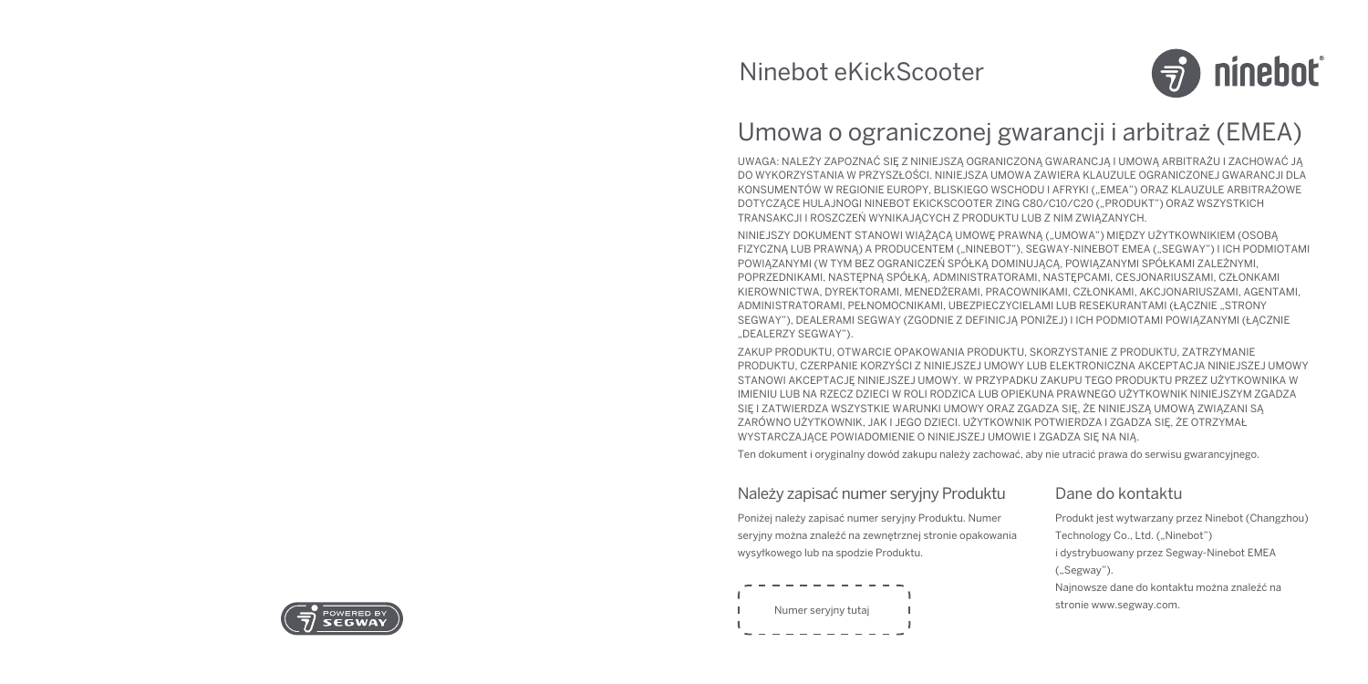Ninebot eKickScooter

# Umowa o ograniczonej gwarancji i arbitraż (EMEA)

UWAGA: NALEŻY ZAPOZNAĆ SIĘ Z NINIEJSZĄ OGRANICZONĄ GWARANCJĄ I UMOWĄ ARBITRAŻU I ZACHOWAĆ JĄ DO WYKORZYSTANIA W PRZYSZŁOŚCI. NINIEJSZA UMOWA ZAWIERA KLAUZULE OGRANICZONEJ GWARANCJI DLA KONSUMENTÓW W REGIONIE EUROPY, BLISKIEGO WSCHODU I AFRYKI („EMEA") ORAZ KLAUZULE ARBITRAŻOWE DOTYCZĄCE HULAJNOGI NINEBOT EKICKSCOOTER ZING C8O/C10/C20 („PRODUKT") ORAZ WSZYSTKICH TRANSAKCJI I ROSZCZEŃ WYNIKAJĄCYCH Z PRODUKTU LUB Z NIM ZWIĄZANYCH.

NINIEJSZY DOKUMENT STANOWI WIĄŻĄCĄ UMOWĘ PRAWNĄ („UMOWA") MIĘDZY UŻYTKOWNIKIEM (OSOBĄ FIZYCZNĄ LUB PRAWNĄ) A PRODUCENTEM („NINEBOT"), SEGWAY-NINEBOT EMEA („SEGWAY") I ICH PODMIOTAMI POWIĄZANYMI (W TYM BEZ OGRANICZEŃ SPÓŁKĄ DOMINUJĄCĄ, POWIĄZANYMI SPÓŁKAMI ZALEŻNYMI, POPRZEDNIKAMI, NASTĘPNĄ SPÓŁKĄ, ADMINISTRATORAMI, NASTĘPCAMI, CESJONARIUSZAMI, CZŁONKAMI KIEROWNICTWA, DYREKTORAMI, MENEDŻERAMI, PRACOWNIKAMI, CZŁONKAMI, AKCJONARIUSZAMI, AGENTAMI, ADMINISTRATORAMI, PEŁNOMOCNIKAMI, UBEZPIECZYCIELAMI LUB RESEKURANTAMI (ŁĄCZNIE „STRONY SEGWAY"), DEALERAMI SEGWAY (ZGODNIE Z DEFINICJĄ PONIŻEJ) I ICH PODMIOTAMI POWIĄZANYMI (ŁĄCZNIE „DEALERZY SEGWAY").

ZAKUP PRODUKTU, OTWARCIE OPAKOWANIA PRODUKTU, SKORZYSTANIE Z PRODUKTU, ZATRZYMANIE PRODUKTU, CZERPANIE KORZYŚCI Z NINIEJSZEJ UMOWY LUB ELEKTRONICZNA AKCEPTACJA NINIEJSZEJ UMOWY STANOWI AKCEPTACJĘ NINIEJSZEJ UMOWY. W PRZYPADKU ZAKUPU TEGO PRODUKTU PRZEZ UŻYTKOWNIKA W IMIENIU LUB NA RZECZ DZIECI W ROLI RODZICA LUB OPIEKUNA PRAWNEGO UŻYTKOWNIK NINIEJSZYM ZGADZA SIĘ I ZATWIERDZA WSZYSTKIE WARUNKI UMOWY ORAZ ZGADZA SIĘ, ŻE NINIEJSZĄ UMOWĄ ZWIĄZANI SĄ ZARÓWNO UŻYTKOWNIK, JAK I JEGO DZIECI. UŻYTKOWNIK POTWIERDZA I ZGADZA SIĘ, ŻE OTRZYMAŁ WYSTARCZAJĄCE POWIADOMIENIE O NINIEJSZEJ UMOWIE I ZGADZA SIĘ NA NIĄ.

Ten dokument i oryginalny dowód zakupu należy zachować, aby nie utracić prawa do serwisu gwarancyjnego.

## Należy zapisać numer seryjny Produktu

Poniżej należy zapisać numer seryjny Produktu. Numer seryjny można znaleźć na zewnętrznej stronie opakowania wysyłkowego lub na spodzie Produktu.

Numer seryjny tutaj

## Dane do kontaktu

Produkt jest wytwarzany przez Ninebot (Changzhou) Technology Co., Ltd. („Ninebot")
i dystrybuowany przez Segway-Ninebot EMEA („Segway").
Najnowsze dane do kontaktu można znaleźć na stronie www.segway.com.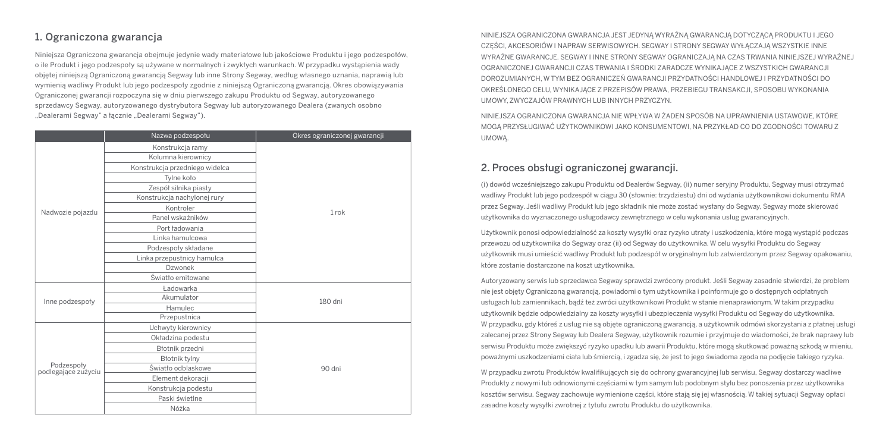## 1. Ograniczona gwarancja

Niniejsza Ograniczona gwarancja obejmuje jedynie wady materiałowe lub jakościowe Produktu i jego podzespołów, o ile Produkt i jego podzespoły są używane w normalnych i zwykłych warunkach. W przypadku wystąpienia wady objętej niniejszą Ograniczoną gwarancją Segway lub inne Strony Segway, według własnego uznania, naprawią lub wymienią wadliwy Produkt lub jego podzespoły zgodnie z niniejszą Ograniczoną gwarancją. Okres obowiązywania Ograniczonej gwarancji rozpoczyna się w dniu pierwszego zakupu Produktu od Segway, autoryzowanego sprzedawcy Segway, autoryzowanego dystrybutora Segway lub autoryzowanego Dealera (zwanych osobno „Dealerami Segway" a łącznie „Dealerami Segway").

| | Nazwa podzespołu | Okres ograniczonej gwarancji |
|---|---|---|
| Nadwozie pojazdu | Konstrukcja ramy | 1 rok |
| | Kolumna kierownicy | |
| | Konstrukcja przedniego widelca | |
| | Tylne koło | |
| | Zespół silnika piasty | |
| | Konstrukcja nachylonej rury | |
| | Kontroler | |
| | Panel wskaźników | |
| | Port ładowania | |
| | Linka hamulcowa | |
| | Podzespoły składane | |
| | Linka przepustnicy hamulca | |
| | Dzwonek | |
| | Światło emitowane | |
| Inne podzespoły | Ładowarka | 180 dni |
| | Akumulator | |
| | Hamulec | |
| | Przepustnica | |
| Podzespoły podlegające zużyciu | Uchwyty kierownicy | 90 dni |
| | Okładzina podestu | |
| | Błotnik przedni | |
| | Błotnik tylny | |
| | Światło odblaskowe | |
| | Element dekoracji | |
| | Konstrukcja podestu | |
| | Paski świetlne | |
| | Nóżka | |

NINIEJSZA OGRANICZONA GWARANCJA JEST JEDYNĄ WYRAŹNĄ GWARANCJĄ DOTYCZĄCĄ PRODUKTU I JEGO CZĘŚCI, AKCESORIÓW I NAPRAW SERWISOWYCH. SEGWAY I STRONY SEGWAY WYŁĄCZAJĄ WSZYSTKIE INNE WYRAŹNE GWARANCJE. SEGWAY I INNE STRONY SEGWAY OGRANICZAJĄ NA CZAS TRWANIA NINIEJSZEJ WYRAŹNEJ OGRANICZONEJ GWARANCJI CZAS TRWANIA I ŚRODKI ZARADCZE WYNIKAJĄCE Z WSZYSTKICH GWARANCJI DOROZUMIANYCH, W TYM BEZ OGRANICZEŃ GWARANCJI PRZYDATNOŚCI HANDLOWEJ I PRZYDATNOŚCI DO OKREŚLONEGO CELU, WYNIKAJĄCE Z PRZEPISÓW PRAWA, PRZEBIEGU TRANSAKCJI, SPOSOBU WYKONANIA UMOWY, ZWYCZAJÓW PRAWNYCH LUB INNYCH PRZYCZYN.

NINIEJSZA OGRANICZONA GWARANCJA NIE WPŁYWA W ŻADEN SPOSÓB NA UPRAWNIENIA USTAWOWE, KTÓRE MOGĄ PRZYSŁUGIWAĆ UŻYTKOWNIKOWI JAKO KONSUMENTOWI, NA PRZYKŁAD CO DO ZGODNOŚCI TOWARU Z UMOWĄ.

## 2. Proces obsługi ograniczonej gwarancji.

(i) dowód wcześniejszego zakupu Produktu od Dealerów Segway, (ii) numer seryjny Produktu, Segway musi otrzymać wadliwy Produkt lub jego podzespół w ciągu 30 (słownie: trzydziestu) dni od wydania użytkownikowi dokumentu RMA przez Segway. Jeśli wadliwy Produkt lub jego składnik nie może zostać wysłany do Segway, Segway może skierować użytkownika do wyznaczonego usługodawcy zewnętrznego w celu wykonania usług gwarancyjnych.

Użytkownik ponosi odpowiedzialność za koszty wysyłki oraz ryzyko utraty i uszkodzenia, które mogą wystąpić podczas przewozu od użytkownika do Segway oraz (ii) od Segway do użytkownika. W celu wysyłki Produktu do Segway użytkownik musi umieścić wadliwy Produkt lub podzespół w oryginalnym lub zatwierdzonym przez Segway opakowaniu, które zostanie dostarczone na koszt użytkownika.

Autoryzowany serwis lub sprzedawca Segway sprawdzi zwrócony produkt. Jeśli Segway zasadnie stwierdzi, że problem nie jest objęty Ograniczoną gwarancją, powiadomi o tym użytkownika i poinformuje go o dostępnych odpłatnych usługach lub zamiennikach, bądź też zwróci użytkownikowi Produkt w stanie nienaprawionym. W takim przypadku użytkownik będzie odpowiedzialny za koszty wysyłki i ubezpieczenia wysyłki Produktu od Segway do użytkownika. W przypadku, gdy któreś z usług nie są objęte ograniczoną gwarancją, a użytkownik odmówi skorzystania z płatnej usługi zalecanej przez Strony Segway lub Dealera Segway, użytkownik rozumie i przyjmuje do wiadomości, że brak naprawy lub serwisu Produktu może zwiększyć ryzyko upadku lub awarii Produktu, które mogą skutkować poważną szkodą w mieniu, poważnymi uszkodzeniami ciała lub śmiercią, i zgadza się, że jest to jego świadoma zgoda na podjęcie takiego ryzyka.

W przypadku zwrotu Produktów kwalifikujących się do ochrony gwarancyjnej lub serwisu, Segway dostarczy wadliwe Produkty z nowymi lub odnowionymi częściami w tym samym lub podobnym stylu bez ponoszenia przez użytkownika kosztów serwisu. Segway zachowuje wymienione części, które stają się jej własnością. W takiej sytuacji Segway opłaci zasadne koszty wysyłki zwrotnej z tytułu zwrotu Produktu do użytkownika.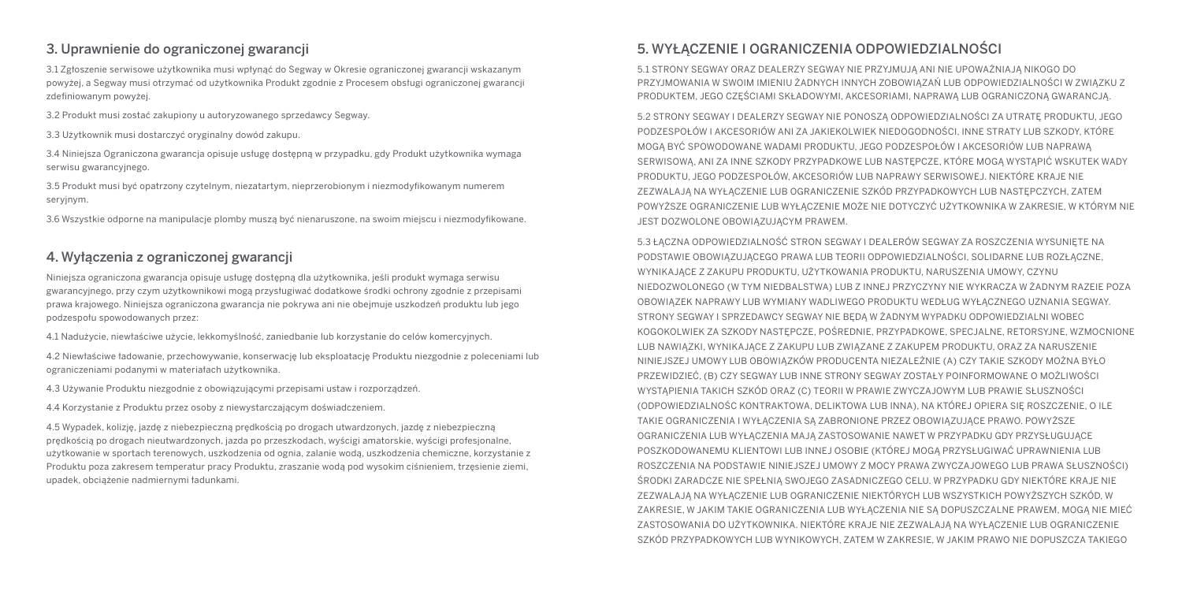## 3. Uprawnienie do ograniczonej gwarancji

3.1 Zgłoszenie serwisowe użytkownika musi wpłynąć do Segway w Okresie ograniczonej gwarancji wskazanym powyżej, a Segway musi otrzymać od użytkownika Produkt zgodnie z Procesem obsługi ograniczonej gwarancji zdefiniowanym powyżej.

3.2 Produkt musi zostać zakupiony u autoryzowanego sprzedawcy Segway.

3.3 Użytkownik musi dostarczyć oryginalny dowód zakupu.

3.4 Niniejsza Ograniczona gwarancja opisuje usługę dostępną w przypadku, gdy Produkt użytkownika wymaga serwisu gwarancyjnego.

3.5 Produkt musi być opatrzony czytelnym, niezatartym, nieprzerobionym i niezmodyfikowanym numerem seryjnym.

3.6 Wszystkie odporne na manipulacje plomby muszą być nienaruszone, na swoim miejscu i niezmodyfikowane.

## 4. Wyłączenia z ograniczonej gwarancji

Niniejsza ograniczona gwarancja opisuje usługę dostępną dla użytkownika, jeśli produkt wymaga serwisu gwarancyjnego, przy czym użytkownikowi mogą przysługiwać dodatkowe środki ochrony zgodnie z przepisami prawa krajowego. Niniejsza ograniczona gwarancja nie pokrywa ani nie obejmuje uszkodzeń produktu lub jego podzespołu spowodowanych przez:

4.1 Nadużycie, niewłaściwe użycie, lekkomyślność, zaniedbanie lub korzystanie do celów komercyjnych.

4.2 Niewłaściwe ładowanie, przechowywanie, konserwację lub eksploatację Produktu niezgodnie z poleceniami lub ograniczeniami podanymi w materiałach użytkownika.

4.3 Używanie Produktu niezgodnie z obowiązującymi przepisami ustaw i rozporządzeń.

4.4 Korzystanie z Produktu przez osoby z niewystarczającym doświadczeniem.

4.5 Wypadek, kolizję, jazdę z niebezpieczną prędkością po drogach utwardzonych, jazdę z niebezpieczną prędkością po drogach nieutwardzonych, jazda po przeszkodach, wyścigi amatorskie, wyścigi profesjonalne, użytkowanie w sportach terenowych, uszkodzenia od ognia, zalanie wodą, uszkodzenia chemiczne, korzystanie z Produktu poza zakresem temperatur pracy Produktu, zraszanie wodą pod wysokim ciśnieniem, trzęsienie ziemi, upadek, obciążenie nadmiernymi ładunkami.

## 5. WYŁĄCZENIE I OGRANICZENIA ODPOWIEDZIALNOŚCI

5.1 STRONY SEGWAY ORAZ DEALERZY SEGWAY NIE PRZYJMUJĄ ANI NIE UPOWAŻNIAJĄ NIKOGO DO PRZYJMOWANIA W SWOIM IMIENIU ŻADNYCH INNYCH ZOBOWIĄZAŃ LUB ODPOWIEDZIALNOŚCI W ZWIĄZKU Z PRODUKTEM, JEGO CZĘŚCIAMI SKŁADOWYMI, AKCESORIAMI, NAPRAWĄ LUB OGRANICZONĄ GWARANCJĄ.

5.2 STRONY SEGWAY I DEALERZY SEGWAY NIE PONOSZĄ ODPOWIEDZIALNOŚCI ZA UTRATĘ PRODUKTU, JEGO PODZESPOŁÓW I AKCESORIÓW ANI ZA JAKIEKOLWIEK NIEDOGODNOŚCI, INNE STRATY LUB SZKODY, KTÓRE MOGĄ BYĆ SPOWODOWANE WADAMI PRODUKTU, JEGO PODZESPOŁÓW I AKCESORIÓW LUB NAPRAWĄ SERWISOWĄ, ANI ZA INNE SZKODY PRZYPADKOWE LUB NASTĘPCZE, KTÓRE MOGĄ WYSTĄPIĆ WSKUTEK WADY PRODUKTU, JEGO PODZESPOŁÓW, AKCESORIÓW LUB NAPRAWY SERWISOWEJ. NIEKTÓRE KRAJE NIE ZEZWALAJĄ NA WYŁĄCZENIE LUB OGRANICZENIE SZKÓD PRZYPADKOWYCH LUB NASTĘPCZYCH, ZATEM POWYŻSZE OGRANICZENIE LUB WYŁĄCZENIE MOŻE NIE DOTYCZYĆ UŻYTKOWNIKA W ZAKRESIE, W KTÓRYM NIE JEST DOZWOLONE OBOWIĄZUJĄCYM PRAWEM.

5.3 ŁĄCZNA ODPOWIEDZIALNOŚĆ STRON SEGWAY I DEALERÓW SEGWAY ZA ROSZCZENIA WYSUNIĘTE NA PODSTAWIE OBOWIĄZUJĄCEGO PRAWA LUB TEORII ODPOWIEDZIALNOŚCI, SOLIDARNE LUB ROZŁĄCZNE, WYNIKAJĄCE Z ZAKUPU PRODUKTU, UŻYTKOWANIA PRODUKTU, NARUSZENIA UMOWY, CZYNU NIEDOZWOLONEGO (W TYM NIEDBALSTWA) LUB Z INNEJ PRZYCZYNY NIE WYKRACZA W ŻADNYM RAZIE POZA OBOWIĄZEK NAPRAWY LUB WYMIANY WADLIWEGO PRODUKTU WEDŁUG WYŁĄCZNEGO UZNANIA SEGWAY. STRONY SEGWAY I SPRZEDAWCY SEGWAY NIE BĘDĄ W ŻADNYM WYPADKU ODPOWIEDZIALNI WOBEC KOGOKOLWIEK ZA SZKODY NASTĘPCZE, POŚREDNIE, PRZYPADKOWE, SPECJALNE, RETORSYJNE, WZMOCNIONE LUB NAWIĄZKI, WYNIKAJĄCE Z ZAKUPU LUB ZWIĄZANE Z ZAKUPEM PRODUKTU, ORAZ ZA NARUSZENIE NINIEJSZEJ UMOWY LUB OBOWIĄZKÓW PRODUCENTA NIEZALEŻNIE (A) CZY TAKIE SZKODY MOŻNA BYŁO PRZEWIDZIEĆ, (B) CZY SEGWAY LUB INNE STRONY SEGWAY ZOSTAŁY POINFORMOWANE O MOŻLIWOŚCI WYSTĄPIENIA TAKICH SZKÓD ORAZ (C) TEORII W PRAWIE ZWYCZAJOWYM LUB PRAWIE SŁUSZNOŚCI (ODPOWIEDZIALNOŚĆ KONTRAKTOWA, DELIKTOWA LUB INNA), NA KTÓREJ OPIERA SIĘ ROSZCZENIE, O ILE TAKIE OGRANICZENIA I WYŁĄCZENIA SĄ ZABRONIONE PRZEZ OBOWIĄZUJĄCE PRAWO. POWYŻSZE OGRANICZENIA LUB WYŁĄCZENIA MAJĄ ZASTOSOWANIE NAWET W PRZYPADKU GDY PRZYSŁUGUJĄCE POSZKODOWANEMU KLIENTOWI LUB INNEJ OSOBIE (KTÓREJ MOGĄ PRZYSŁUGIWAĆ UPRAWNIENIA LUB ROSZCZENIA NA PODSTAWIE NINIEJSZEJ UMOWY Z MOCY PRAWA ZWYCZAJOWEGO LUB PRAWA SŁUSZNOŚCI) ŚRODKI ZARADCZE NIE SPEŁNIĄ SWOJEGO ZASADNICZEGO CELU. W PRZYPADKU GDY NIEKTÓRE KRAJE NIE ZEZWALAJĄ NA WYŁĄCZENIE LUB OGRANICZENIE NIEKTÓRYCH LUB WSZYSTKICH POWYŻSZYCH SZKÓD, W ZAKRESIE, W JAKIM TAKIE OGRANICZENIA LUB WYŁĄCZENIA NIE SĄ DOPUSZCZALNE PRAWEM, MOGĄ NIE MIEĆ ZASTOSOWANIA DO UŻYTKOWNIKA. NIEKTÓRE KRAJE NIE ZEZWALAJĄ NA WYŁĄCZENIE LUB OGRANICZENIE SZKÓD PRZYPADKOWYCH LUB WYNIKOWYCH, ZATEM W ZAKRESIE, W JAKIM PRAWO NIE DOPUSZCZA TAKIEGO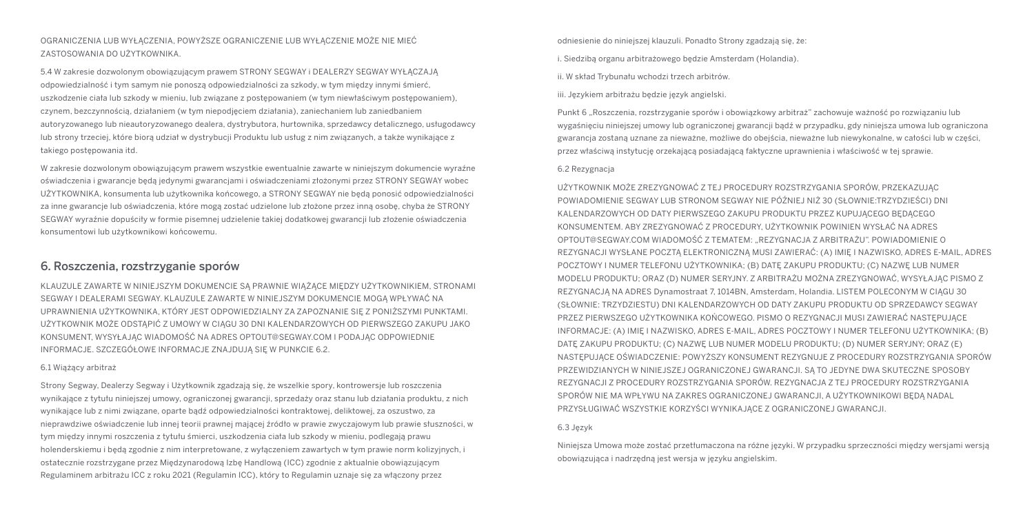OGRANICZENIA LUB WYŁĄCZENIA, POWYŻSZE OGRANICZENIE LUB WYŁĄCZENIE MOŻE NIE MIEĆ ZASTOSOWANIA DO UŻYTKOWNIKA.

5.4 W zakresie dozwolonym obowiązującym prawem STRONY SEGWAY i DEALERZY SEGWAY WYŁĄCZAJĄ odpowiedzialność i tym samym nie ponoszą odpowiedzialności za szkody, w tym między innymi śmierć, uszkodzenie ciała lub szkody w mieniu, lub związane z postępowaniem (w tym niewłaściwym postępowaniem), czynem, bezczynnością, działaniem (w tym niepodjęciem działania), zaniechaniem lub zaniedbaniem autoryzowanego lub nieautoryzowanego dealera, dystrybutora, hurtownika, sprzedawcy detalicznego, usługodawcy lub strony trzeciej, które biorą udział w dystrybucji Produktu lub usług z nim związanych, a także wynikające z takiego postępowania itd.

W zakresie dozwolonym obowiązującym prawem wszystkie ewentualnie zawarte w niniejszym dokumencie wyraźne oświadczenia i gwarancje będą jedynymi gwarancjami i oświadczeniami złożonymi przez STRONY SEGWAY wobec UŻYTKOWNIKA, konsumenta lub użytkownika końcowego, a STRONY SEGWAY nie będą ponosić odpowiedzialności za inne gwarancje lub oświadczenia, które mogą zostać udzielone lub złożone przez inną osobę, chyba że STRONY SEGWAY wyraźnie dopuściły w formie pisemnej udzielenie takiej dodatkowej gwarancji lub złożenie oświadczenia konsumentowi lub użytkownikowi końcowemu.

## 6. Roszczenia, rozstrzyganie sporów

KLAUZULE ZAWARTE W NINIEJSZYM DOKUMENCIE SĄ PRAWNIE WIĄŻĄCE MIĘDZY UŻYTKOWNIKIEM, STRONAMI SEGWAY I DEALERAMI SEGWAY. KLAUZULE ZAWARTE W NINIEJSZYM DOKUMENCIE MOGĄ WPŁYWAĆ NA UPRAWNIENIA UŻYTKOWNIKA, KTÓRY JEST ODPOWIEDZIALNY ZA ZAPOZNANIE SIĘ Z PONIŻSZYMI PUNKTAMI. UŻYTKOWNIK MOŻE ODSTĄPIĆ OD UMOWY W CIĄGU 30 DNI KALENDARZOWYCH OD PIERWSZEGO ZAKUPU JAKO KONSUMENT, WYSYŁAJĄC WIADOMOŚĆ NA ADRES OPTOUT@SEGWAY.COM I PODAJĄC ODPOWIEDNIE INFORMACJE. SZCZEGÓŁOWE INFORMACJE ZNAJDUJĄ SIĘ W PUNKCIE 6.2.

### 6.1 Wiążący arbitraż

Strony Segway, Dealerzy Segway i Użytkownik zgadzają się, że wszelkie spory, kontrowersje lub roszczenia wynikające z tytułu niniejszej umowy, ograniczonej gwarancji, sprzedaży oraz stanu lub działania produktu, z nich wynikające lub z nimi związane, oparte bądź odpowiedzialności kontraktowej, deliktowej, za oszustwo, za nieprawdziwe oświadczenie lub innej teorii prawnej mającej źródło w prawie zwyczajowym lub prawie słuszności, w tym między innymi roszczenia z tytułu śmierci, uszkodzenia ciała lub szkody w mieniu, podlegają prawu holenderskiemu i będą zgodnie z nim interpretowane, z wyłączeniem zawartych w tym prawie norm kolizyjnych, i ostatecznie rozstrzygane przez Międzynarodową Izbę Handlową (ICC) zgodnie z aktualnie obowiązującym Regulaminem arbitrażu ICC z roku 2021 (Regulamin ICC), który to Regulamin uznaje się za włączony przez odniesienie do niniejszej klauzuli. Ponadto Strony zgadzają się, że:

i. Siedzibą organu arbitrażowego będzie Amsterdam (Holandia).

ii. W skład Trybunału wchodzi trzech arbitrów.

iii. Językiem arbitrażu będzie język angielski.

Punkt 6 „Roszczenia, rozstrzyganie sporów i obowiązkowy arbitraż" zachowuje ważność po rozwiązaniu lub wygaśnięciu niniejszej umowy lub ograniczonej gwarancji bądź w przypadku, gdy niniejsza umowa lub ograniczona gwarancja zostaną uznane za nieważne, możliwe do obejścia, nieważne lub niewykonalne, w całości lub w części, przez właściwą instytucję orzekającą posiadającą faktyczne uprawnienia i właściwość w tej sprawie.

### 6.2 Rezygnacja

UŻYTKOWNIK MOŻE ZREZYGNOWAĆ Z TEJ PROCEDURY ROZSTRZYGANIA SPORÓW, PRZEKAZUJĄC POWIADOMIENIE SEGWAY LUB STRONOM SEGWAY NIE PÓŹNIEJ NIŻ 30 (SŁOWNIE:TRZYDZIEŚCI) DNI KALENDARZOWYCH OD DATY PIERWSZEGO ZAKUPU PRODUKTU PRZEZ KUPUJĄCEGO BĘDĄCEGO KONSUMENTEM. ABY ZREZYGNOWAĆ Z PROCEDURY, UŻYTKOWNIK POWINIEN WYSŁAĆ NA ADRES OPTOUT@SEGWAY.COM WIADOMOŚĆ Z TEMATEM: „REZYGNACJA Z ARBITRAŻU". POWIADOMIENIE O REZYGNACJI WYSŁANE POCZTĄ ELEKTRONICZNĄ MUSI ZAWIERAĆ: (A) IMIĘ I NAZWISKO, ADRES E-MAIL, ADRES POCZTOWY I NUMER TELEFONU UŻYTKOWNIKA; (B) DATĘ ZAKUPU PRODUKTU; (C) NAZWĘ LUB NUMER MODELU PRODUKTU; ORAZ (D) NUMER SERYJNY. Z ARBITRAŻU MOŻNA ZREZYGNOWAĆ, WYSYŁAJĄC PISMO Z REZYGNACJĄ NA ADRES Dynamostraat 7, 1014BN, Amsterdam, Holandia. LISTEM POLECONYM W CIĄGU 30 (SŁOWNIE: TRZYDZIESTU) DNI KALENDARZOWYCH OD DATY ZAKUPU PRODUKTU OD SPRZEDAWCY SEGWAY PRZEZ PIERWSZEGO UŻYTKOWNIKA KOŃCOWEGO. PISMO O REZYGNACJI MUSI ZAWIERAĆ NASTĘPUJĄCE INFORMACJE: (A) IMIĘ I NAZWISKO, ADRES E-MAIL, ADRES POCZTOWY I NUMER TELEFONU UŻYTKOWNIKA; (B) DATĘ ZAKUPU PRODUKTU; (C) NAZWĘ LUB NUMER MODELU PRODUKTU; (D) NUMER SERYJNY; ORAZ (E) NASTĘPUJĄCE OŚWIADCZENIE: POWYŻSZY KONSUMENT REZYGNUJE Z PROCEDURY ROZSTRZYGANIA SPORÓW PRZEWIDZIANYCH W NINIEJSZEJ OGRANICZONEJ GWARANCJI. SĄ TO JEDYNE DWA SKUTECZNE SPOSOBY REZYGNACJI Z PROCEDURY ROZSTRZYGANIA SPORÓW. REZYGNACJA Z TEJ PROCEDURY ROZSTRZYGANIA SPORÓW NIE MA WPŁYWU NA ZAKRES OGRANICZONEJ GWARANCJI, A UŻYTKOWNIKOWI BĘDĄ NADAL PRZYSŁUGIWAĆ WSZYSTKIE KORZYŚCI WYNIKAJĄCE Z OGRANICZONEJ GWARANCJI.

### 6.3 Język

Niniejsza Umowa może zostać przetłumaczona na różne języki. W przypadku sprzeczności między wersjami wersją obowiązująca i nadrzędną jest wersja w języku angielskim.